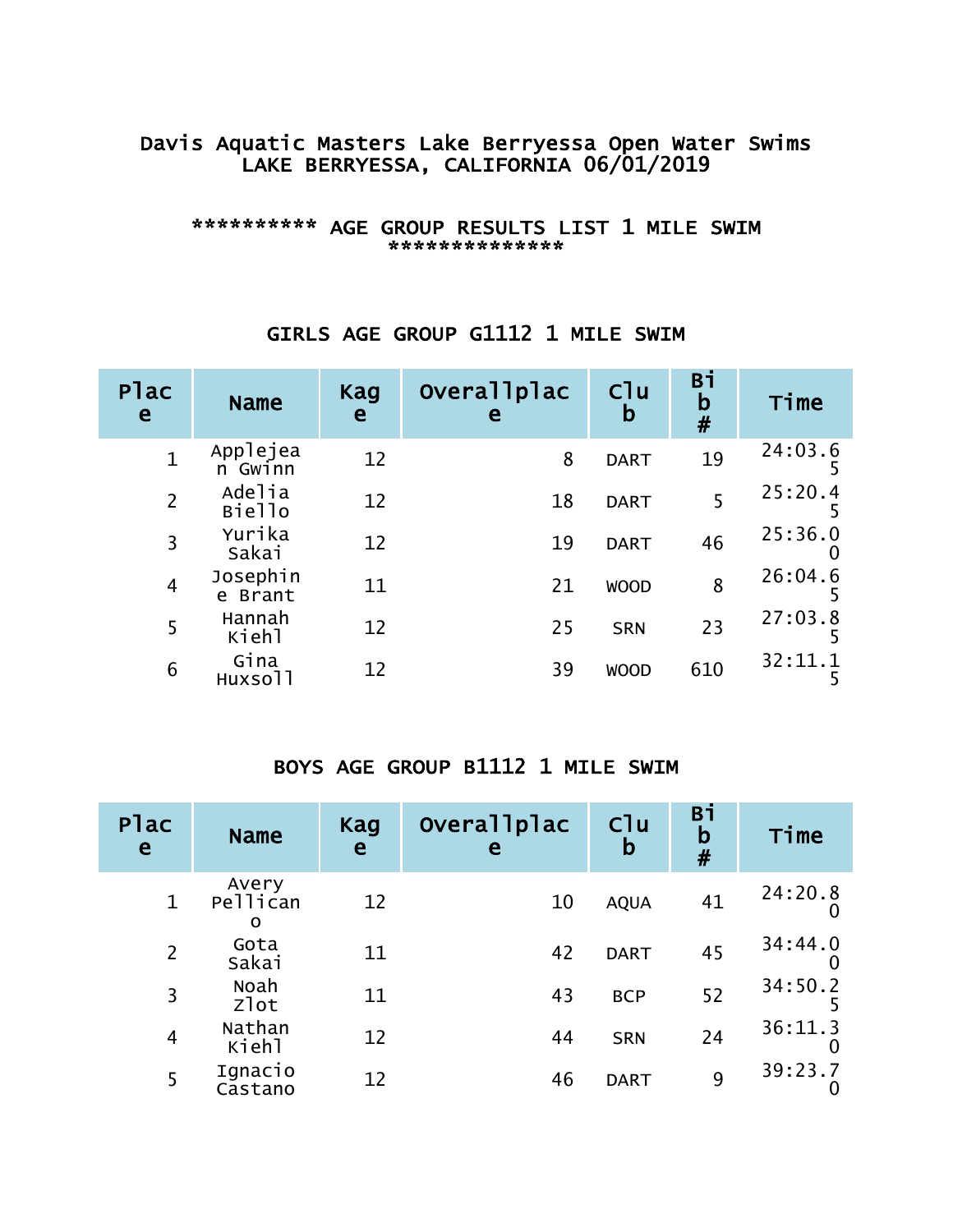# Davis Aquatic Masters Lake Berryessa Open Water Swims
## LAKE BERRYESSA, CALIFORNIA 06/01/2019

### ********** AGE GROUP RESULTS LIST 1 MILE SWIM **************

### GIRLS AGE GROUP G1112 1 MILE SWIM

| Place | Name | Kage | Overallplace | Club | Bib # | Time |
|---|---|---|---|---|---|---|
| 1 | Applejean Gwinn | 12 | 8 | DART | 19 | 24:03.65 |
| 2 | Adelia Biello | 12 | 18 | DART | 5 | 25:20.45 |
| 3 | Yurika Sakai | 12 | 19 | DART | 46 | 25:36.00 |
| 4 | Josephine Brant | 11 | 21 | WOOD | 8 | 26:04.65 |
| 5 | Hannah Kiehl | 12 | 25 | SRN | 23 | 27:03.85 |
| 6 | Gina Huxsoll | 12 | 39 | WOOD | 610 | 32:11.15 |

### BOYS AGE GROUP B1112 1 MILE SWIM

| Place | Name | Kage | Overallplace | Club | Bib # | Time |
|---|---|---|---|---|---|---|
| 1 | Avery Pellicano | 12 | 10 | AQUA | 41 | 24:20.80 |
| 2 | Gota Sakai | 11 | 42 | DART | 45 | 34:44.00 |
| 3 | Noah Zlot | 11 | 43 | BCP | 52 | 34:50.25 |
| 4 | Nathan Kiehl | 12 | 44 | SRN | 24 | 36:11.30 |
| 5 | Ignacio Castano | 12 | 46 | DART | 9 | 39:23.70 |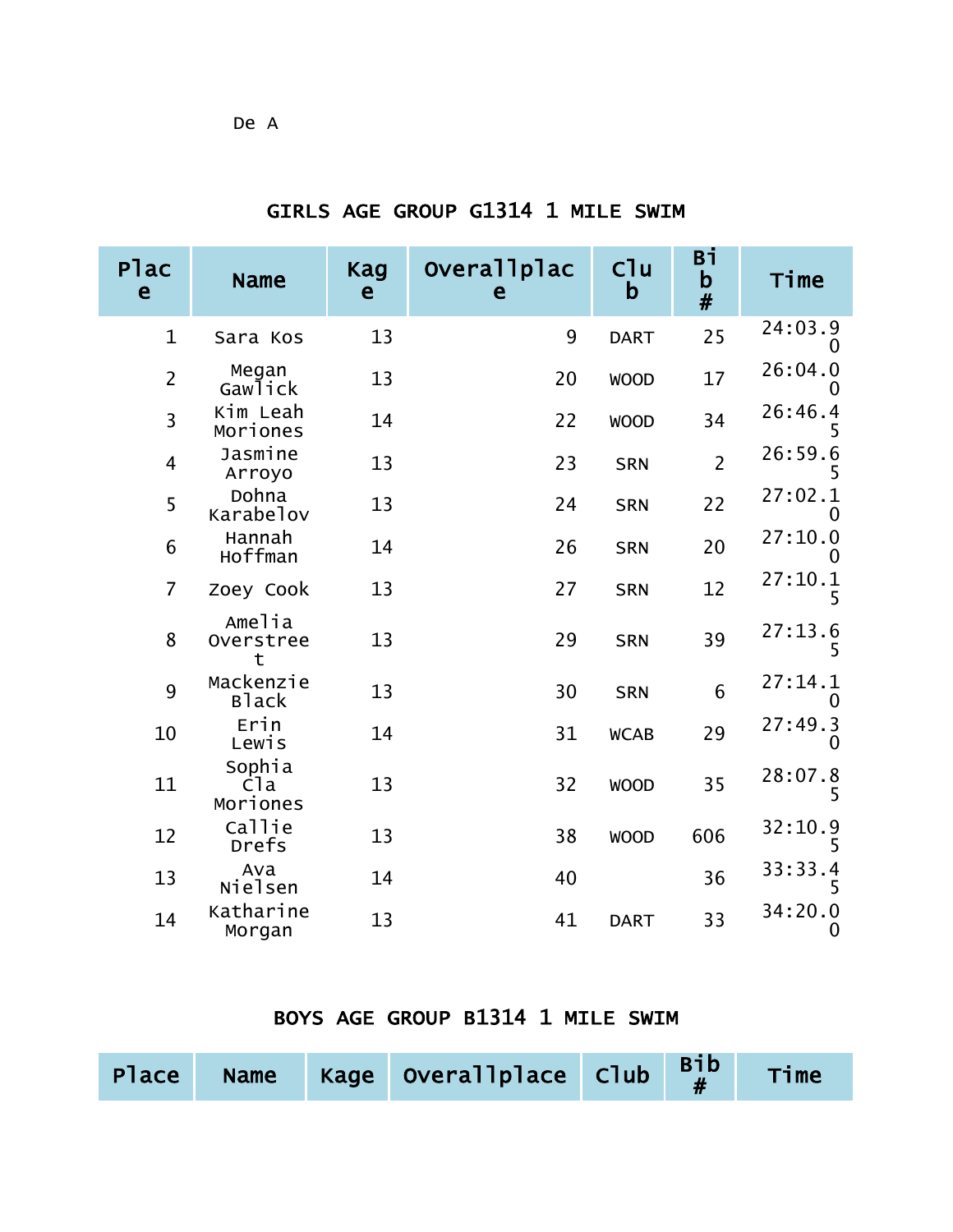De A

## GIRLS AGE GROUP G1314 1 MILE SWIM

| Place | Name | Kage | Overallplace | Club | Bib # | Time |
|---|---|---|---|---|---|---|
| 1 | Sara Kos | 13 | 9 | DART | 25 | 24:03.90 |
| 2 | Megan Gawlick | 13 | 20 | WOOD | 17 | 26:04.00 |
| 3 | Kim Leah Moriones | 14 | 22 | WOOD | 34 | 26:46.45 |
| 4 | Jasmine Arroyo | 13 | 23 | SRN | 2 | 26:59.65 |
| 5 | Dohna Karabelov | 13 | 24 | SRN | 22 | 27:02.10 |
| 6 | Hannah Hoffman | 14 | 26 | SRN | 20 | 27:10.00 |
| 7 | Zoey Cook | 13 | 27 | SRN | 12 | 27:10.15 |
| 8 | Amelia Overstreet | 13 | 29 | SRN | 39 | 27:13.65 |
| 9 | Mackenzie Black | 13 | 30 | SRN | 6 | 27:14.10 |
| 10 | Erin Lewis | 14 | 31 | WCAB | 29 | 27:49.30 |
| 11 | Sophia Cla Moriones | 13 | 32 | WOOD | 35 | 28:07.85 |
| 12 | Callie Drefs | 13 | 38 | WOOD | 606 | 32:10.95 |
| 13 | Ava Nielsen | 14 | 40 | | 36 | 33:33.45 |
| 14 | Katharine Morgan | 13 | 41 | DART | 33 | 34:20.00 |

## BOYS AGE GROUP B1314 1 MILE SWIM

| Place | Name | Kage | Overallplace | Club | Bib # | Time |
|---|---|---|---|---|---|---|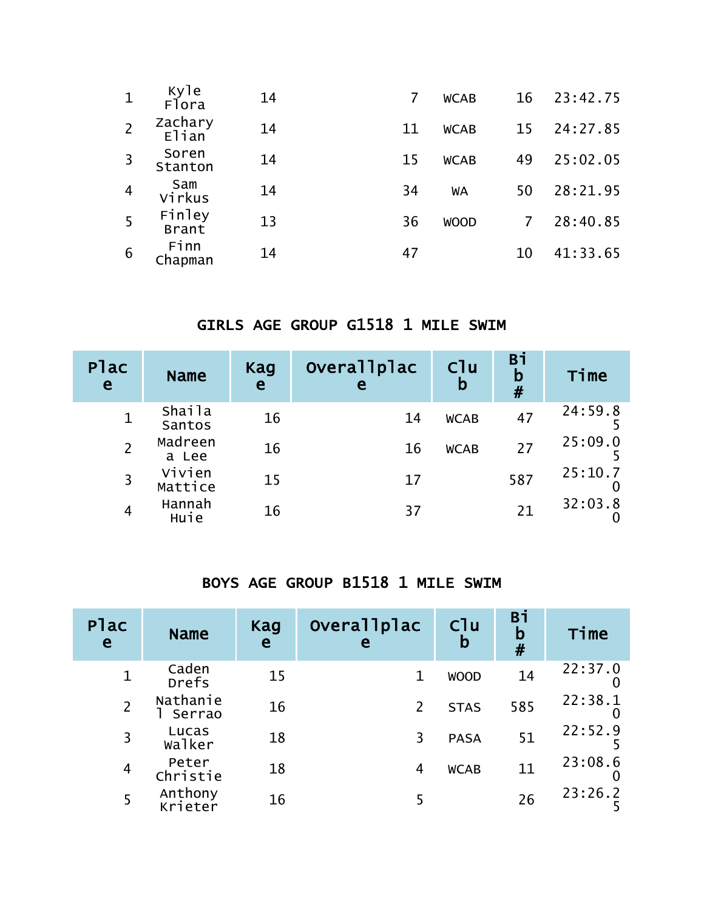| | | | | | | |
|---|---|---|---|---|---|---|
| 1 | Kyle Flora | 14 | 7 | WCAB | 16 | 23:42.75 |
| 2 | Zachary Elian | 14 | 11 | WCAB | 15 | 24:27.85 |
| 3 | Soren Stanton | 14 | 15 | WCAB | 49 | 25:02.05 |
| 4 | Sam Virkus | 14 | 34 | WA | 50 | 28:21.95 |
| 5 | Finley Brant | 13 | 36 | WOOD | 7 | 28:40.85 |
| 6 | Finn Chapman | 14 | 47 | | 10 | 41:33.65 |

## GIRLS AGE GROUP G1518 1 MILE SWIM

| Place | Name | Kage | Overallplace | Club | Bib # | Time |
|---|---|---|---|---|---|---|
| 1 | Shaila Santos | 16 | 14 | WCAB | 47 | 24:59.85 |
| 2 | Madreena Lee | 16 | 16 | WCAB | 27 | 25:09.05 |
| 3 | Vivien Mattice | 15 | 17 | | 587 | 25:10.70 |
| 4 | Hannah Huie | 16 | 37 | | 21 | 32:03.80 |

## BOYS AGE GROUP B1518 1 MILE SWIM

| Place | Name | Kage | Overallplace | Club | Bib # | Time |
|---|---|---|---|---|---|---|
| 1 | Caden Drefs | 15 | 1 | WOOD | 14 | 22:37.00 |
| 2 | Nathaniel Serrao | 16 | 2 | STAS | 585 | 22:38.10 |
| 3 | Lucas Walker | 18 | 3 | PASA | 51 | 22:52.95 |
| 4 | Peter Christie | 18 | 4 | WCAB | 11 | 23:08.60 |
| 5 | Anthony Krieter | 16 | 5 | | 26 | 23:26.25 |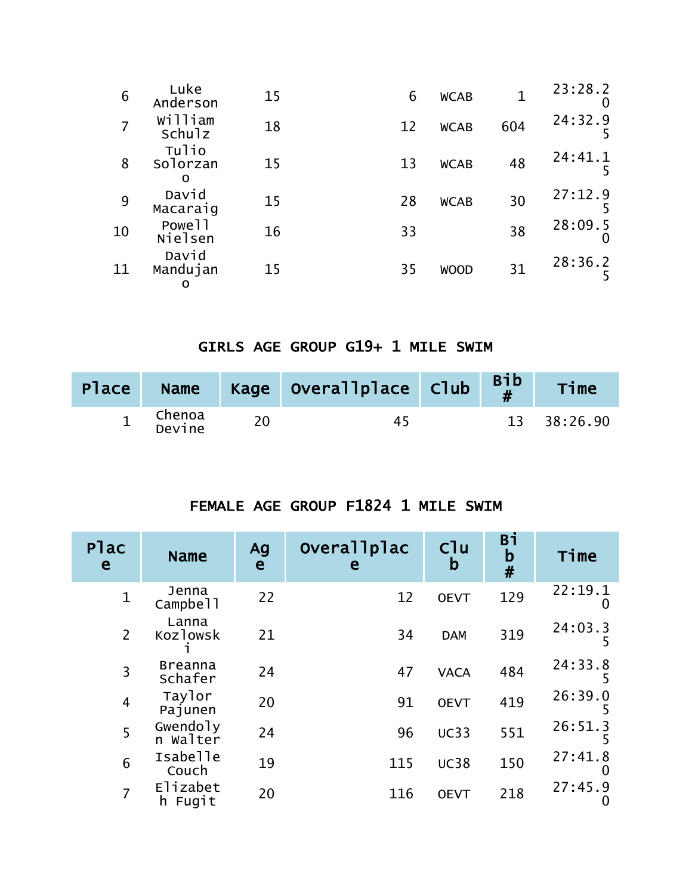| | | | | | | |
|---|---|---|---|---|---|---|
| 6 | Luke Anderson | 15 | 6 | WCAB | 1 | 23:28.20 |
| 7 | William Schulz | 18 | 12 | WCAB | 604 | 24:32.95 |
| 8 | Tulio Solorzano | 15 | 13 | WCAB | 48 | 24:41.15 |
| 9 | David Macaraig | 15 | 28 | WCAB | 30 | 27:12.95 |
| 10 | Powell Nielsen | 16 | 33 | | 38 | 28:09.50 |
| 11 | David Mandujano | 15 | 35 | WOOD | 31 | 28:36.25 |

## GIRLS AGE GROUP G19+ 1 MILE SWIM

| Place | Name | Kage | Overallplace | Club | Bib # | Time |
|---|---|---|---|---|---|---|
| 1 | Chenoa Devine | 20 | 45 | | 13 | 38:26.90 |

## FEMALE AGE GROUP F1824 1 MILE SWIM

| Place | Name | Age | Overallplace | Club | Bib # | Time |
|---|---|---|---|---|---|---|
| 1 | Jenna Campbell | 22 | 12 | OEVT | 129 | 22:19.10 |
| 2 | Lanna Kozlowski | 21 | 34 | DAM | 319 | 24:03.35 |
| 3 | Breanna Schafer | 24 | 47 | VACA | 484 | 24:33.85 |
| 4 | Taylor Pajunen | 20 | 91 | OEVT | 419 | 26:39.05 |
| 5 | Gwendolyn Walter | 24 | 96 | UC33 | 551 | 26:51.35 |
| 6 | Isabelle Couch | 19 | 115 | UC38 | 150 | 27:41.80 |
| 7 | Elizabeth Fugit | 20 | 116 | OEVT | 218 | 27:45.90 |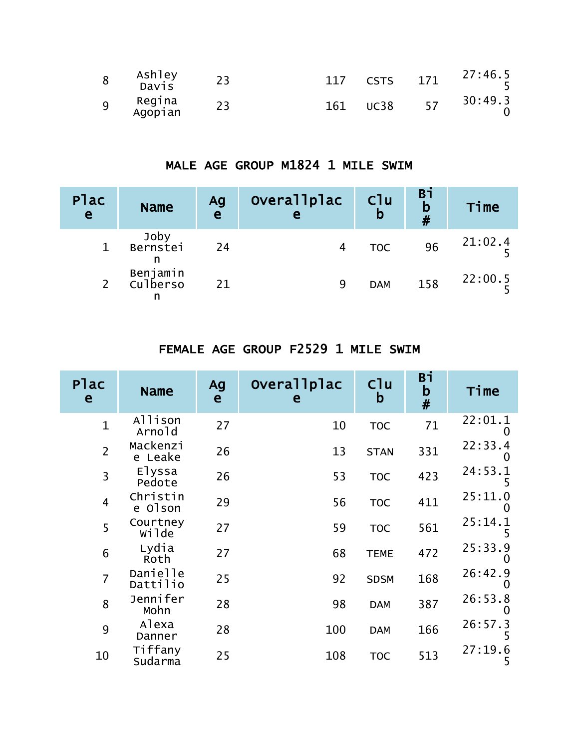| 8 | Ashley Davis | 23 | 117 | CSTS | 171 | 27:46.55 |
|---|---|---|---|---|---|---|
| 9 | Regina Agopian | 23 | 161 | UC38 | 57 | 30:49.30 |

## MALE AGE GROUP M1824 1 MILE SWIM

| Place | Name | Age | Overallplace | Club | Bib # | Time |
|---|---|---|---|---|---|---|
| 1 | Joby Bernstein | 24 | 4 | TOC | 96 | 21:02.45 |
| 2 | Benjamin Culberson | 21 | 9 | DAM | 158 | 22:00.55 |

## FEMALE AGE GROUP F2529 1 MILE SWIM

| Place | Name | Age | Overallplace | Club | Bib # | Time |
|---|---|---|---|---|---|---|
| 1 | Allison Arnold | 27 | 10 | TOC | 71 | 22:01.10 |
| 2 | Mackenzie Leake | 26 | 13 | STAN | 331 | 22:33.40 |
| 3 | Elyssa Pedote | 26 | 53 | TOC | 423 | 24:53.15 |
| 4 | Christine Olson | 29 | 56 | TOC | 411 | 25:11.00 |
| 5 | Courtney Wilde | 27 | 59 | TOC | 561 | 25:14.15 |
| 6 | Lydia Roth | 27 | 68 | TEME | 472 | 25:33.90 |
| 7 | Danielle Dattilio | 25 | 92 | SDSM | 168 | 26:42.90 |
| 8 | Jennifer Mohn | 28 | 98 | DAM | 387 | 26:53.80 |
| 9 | Alexa Danner | 28 | 100 | DAM | 166 | 26:57.35 |
| 10 | Tiffany Sudarma | 25 | 108 | TOC | 513 | 27:19.65 |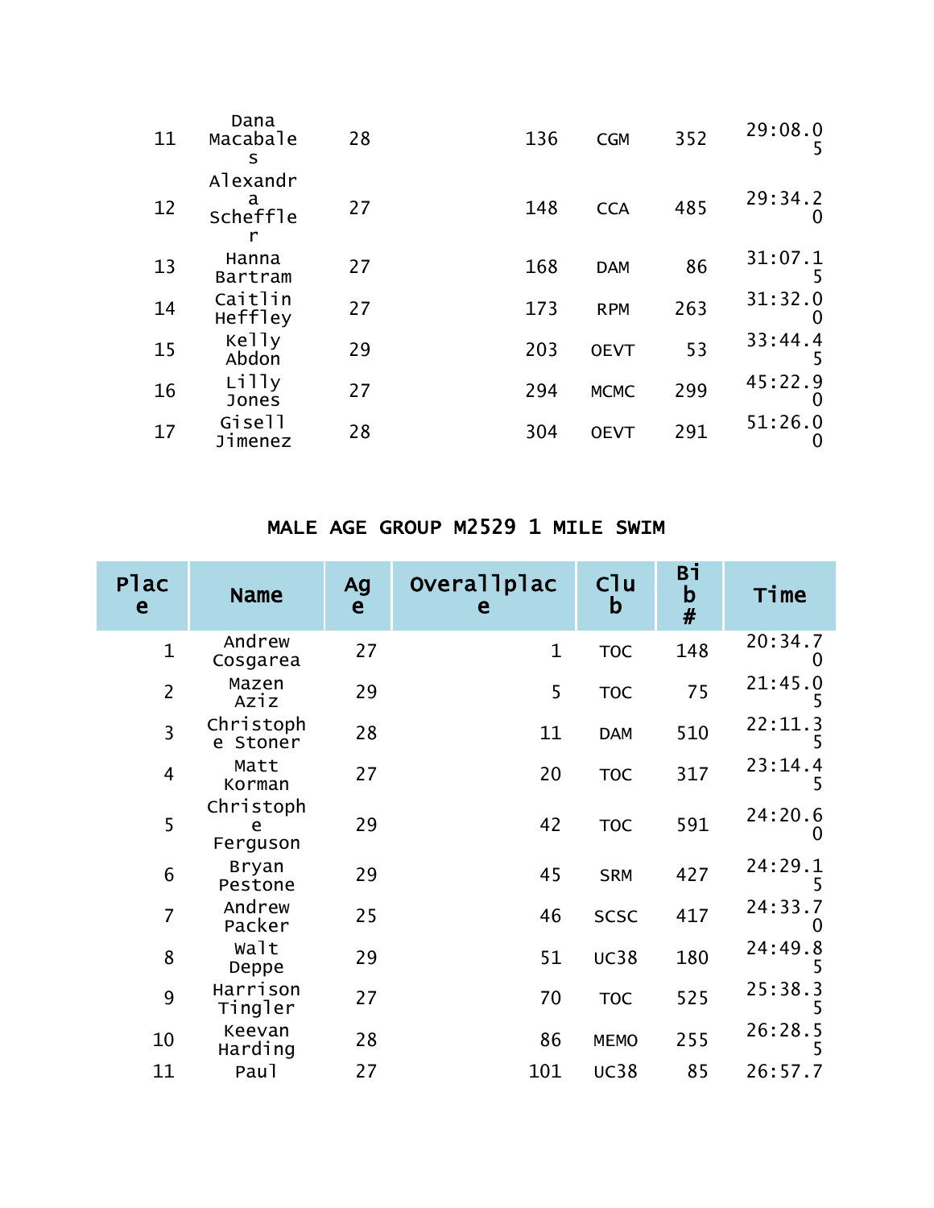| | | | | | | |
|---|---|---|---|---|---|---|
| 11 | Dana Macabales | 28 | 136 | CGM | 352 | 29:08.05 |
| 12 | Alexandra Scheffler | 27 | 148 | CCA | 485 | 29:34.20 |
| 13 | Hanna Bartram | 27 | 168 | DAM | 86 | 31:07.15 |
| 14 | Caitlin Heffley | 27 | 173 | RPM | 263 | 31:32.00 |
| 15 | Kelly Abdon | 29 | 203 | OEVT | 53 | 33:44.45 |
| 16 | Lilly Jones | 27 | 294 | MCMC | 299 | 45:22.90 |
| 17 | Gisell Jimenez | 28 | 304 | OEVT | 291 | 51:26.00 |

## MALE AGE GROUP M2529 1 MILE SWIM

| Place | Name | Age | Overallplace | Club | Bib # | Time |
|---|---|---|---|---|---|---|
| 1 | Andrew Cosgarea | 27 | 1 | TOC | 148 | 20:34.70 |
| 2 | Mazen Aziz | 29 | 5 | TOC | 75 | 21:45.05 |
| 3 | Christophe Stoner | 28 | 11 | DAM | 510 | 22:11.35 |
| 4 | Matt Korman | 27 | 20 | TOC | 317 | 23:14.45 |
| 5 | Christophe Ferguson | 29 | 42 | TOC | 591 | 24:20.60 |
| 6 | Bryan Pestone | 29 | 45 | SRM | 427 | 24:29.15 |
| 7 | Andrew Packer | 25 | 46 | SCSC | 417 | 24:33.70 |
| 8 | Walt Deppe | 29 | 51 | UC38 | 180 | 24:49.85 |
| 9 | Harrison Tingler | 27 | 70 | TOC | 525 | 25:38.35 |
| 10 | Keevan Harding | 28 | 86 | MEMO | 255 | 26:28.55 |
| 11 | Paul | 27 | 101 | UC38 | 85 | 26:57.7 |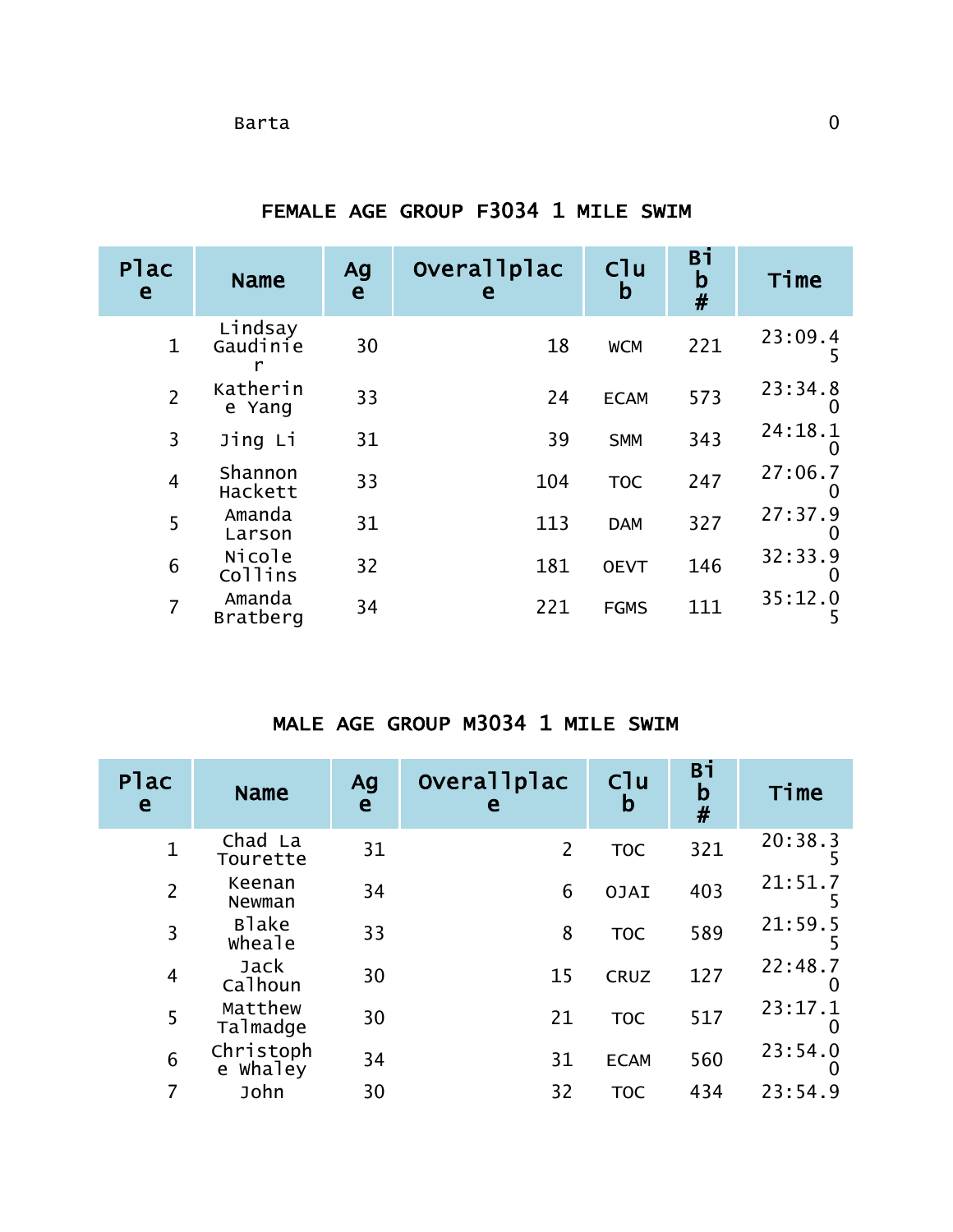| | Barta | | | | | 0 |
|---|---|---|---|---|---|---|

## FEMALE AGE GROUP F3034 1 MILE SWIM

| Place | Name | Age | Overallplace | Club | Bib # | Time |
|---|---|---|---|---|---|---|
| 1 | Lindsay Gaudinier | 30 | 18 | WCM | 221 | 23:09.45 |
| 2 | Katherine Yang | 33 | 24 | ECAM | 573 | 23:34.80 |
| 3 | Jing Li | 31 | 39 | SMM | 343 | 24:18.10 |
| 4 | Shannon Hackett | 33 | 104 | TOC | 247 | 27:06.70 |
| 5 | Amanda Larson | 31 | 113 | DAM | 327 | 27:37.90 |
| 6 | Nicole Collins | 32 | 181 | OEVT | 146 | 32:33.90 |
| 7 | Amanda Bratberg | 34 | 221 | FGMS | 111 | 35:12.05 |

## MALE AGE GROUP M3034 1 MILE SWIM

| Place | Name | Age | Overallplace | Club | Bib # | Time |
|---|---|---|---|---|---|---|
| 1 | Chad La Tourette | 31 | 2 | TOC | 321 | 20:38.35 |
| 2 | Keenan Newman | 34 | 6 | OJAI | 403 | 21:51.75 |
| 3 | Blake Wheale | 33 | 8 | TOC | 589 | 21:59.55 |
| 4 | Jack Calhoun | 30 | 15 | CRUZ | 127 | 22:48.70 |
| 5 | Matthew Talmadge | 30 | 21 | TOC | 517 | 23:17.10 |
| 6 | Christophe Whaley | 34 | 31 | ECAM | 560 | 23:54.00 |
| 7 | John | 30 | 32 | TOC | 434 | 23:54.9 |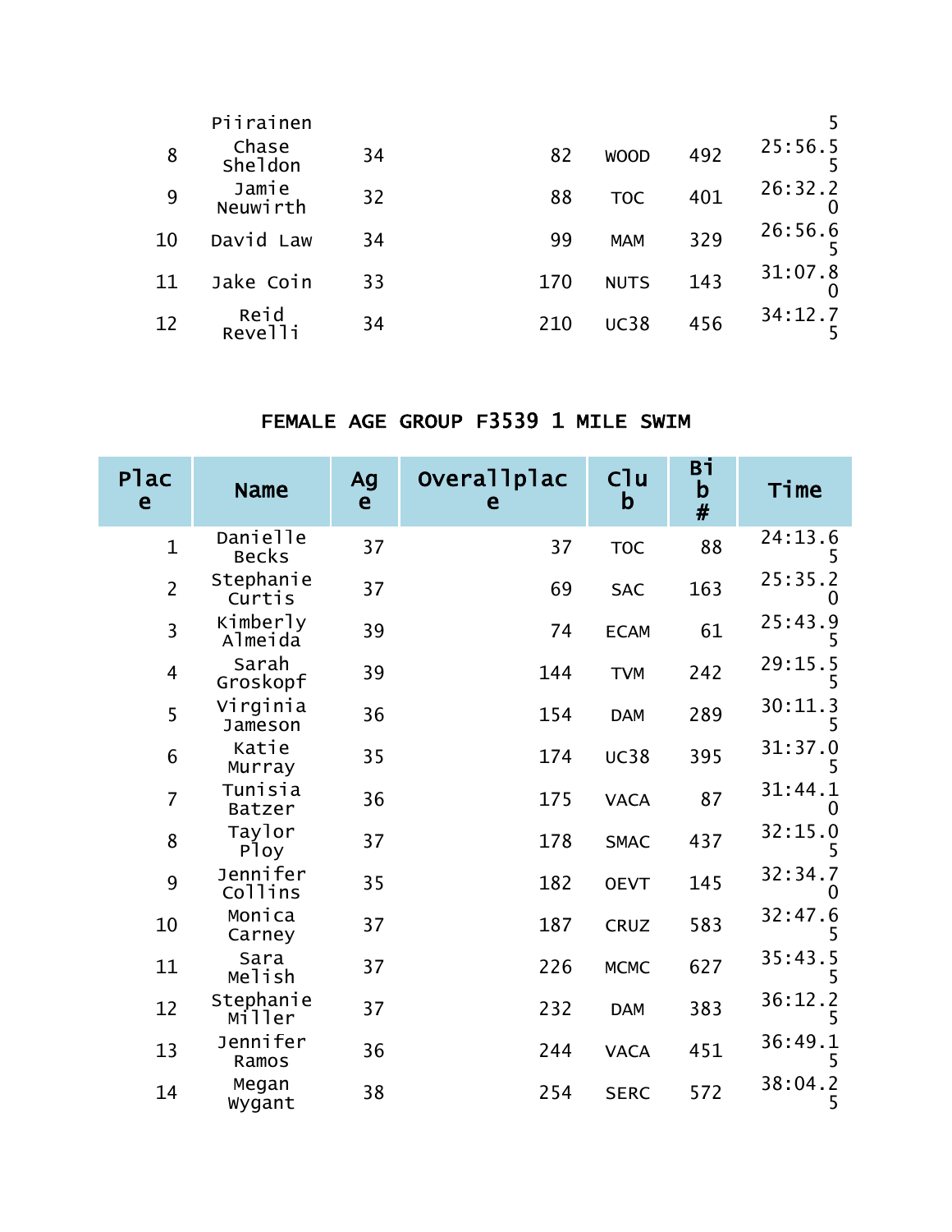| | | | | | | |
|---|---|---|---|---|---|---|
| | Piirainen | | | | | 5 |
| 8 | Chase Sheldon | 34 | 82 | WOOD | 492 | 25:56.55 |
| 9 | Jamie Neuwirth | 32 | 88 | TOC | 401 | 26:32.20 |
| 10 | David Law | 34 | 99 | MAM | 329 | 26:56.65 |
| 11 | Jake Coin | 33 | 170 | NUTS | 143 | 31:07.80 |
| 12 | Reid Revelli | 34 | 210 | UC38 | 456 | 34:12.75 |

## FEMALE AGE GROUP F3539 1 MILE SWIM

| Place | Name | Age | Overallplace | Club | Bib # | Time |
|---|---|---|---|---|---|---|
| 1 | Danielle Becks | 37 | 37 | TOC | 88 | 24:13.65 |
| 2 | Stephanie Curtis | 37 | 69 | SAC | 163 | 25:35.20 |
| 3 | Kimberly Almeida | 39 | 74 | ECAM | 61 | 25:43.95 |
| 4 | Sarah Groskopf | 39 | 144 | TVM | 242 | 29:15.55 |
| 5 | Virginia Jameson | 36 | 154 | DAM | 289 | 30:11.35 |
| 6 | Katie Murray | 35 | 174 | UC38 | 395 | 31:37.05 |
| 7 | Tunisia Batzer | 36 | 175 | VACA | 87 | 31:44.10 |
| 8 | Taylor Ploy | 37 | 178 | SMAC | 437 | 32:15.05 |
| 9 | Jennifer Collins | 35 | 182 | OEVT | 145 | 32:34.70 |
| 10 | Monica Carney | 37 | 187 | CRUZ | 583 | 32:47.65 |
| 11 | Sara Melish | 37 | 226 | MCMC | 627 | 35:43.55 |
| 12 | Stephanie Miller | 37 | 232 | DAM | 383 | 36:12.25 |
| 13 | Jennifer Ramos | 36 | 244 | VACA | 451 | 36:49.15 |
| 14 | Megan Wygant | 38 | 254 | SERC | 572 | 38:04.25 |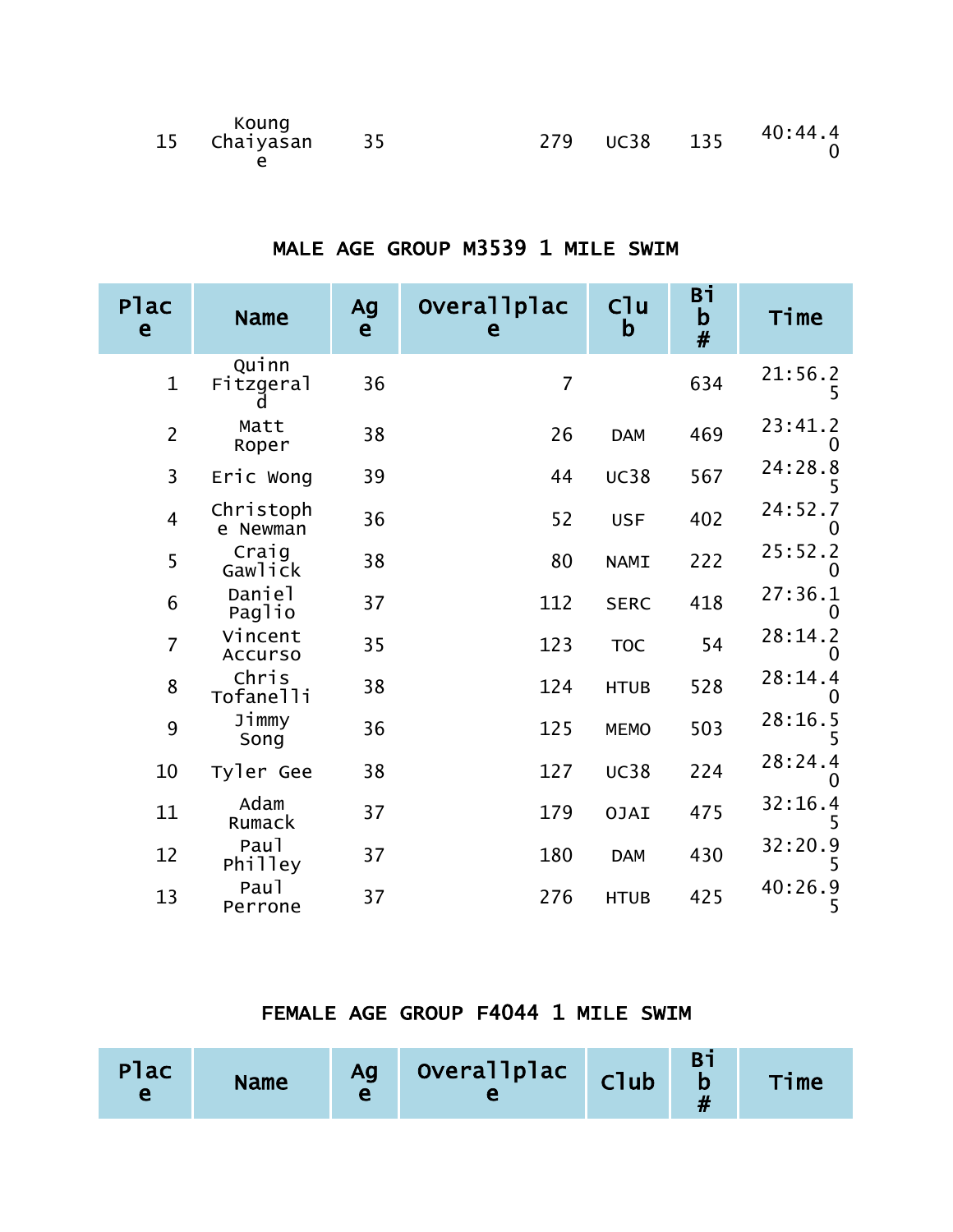| 15 | Koung Chaiyasane | 35 | 279 | UC38 | 135 | 40:44.40 |
|---|---|---|---|---|---|---|

## MALE AGE GROUP M3539 1 MILE SWIM

| Place | Name | Age | Overallplace | Club | Bib # | Time |
|---|---|---|---|---|---|---|
| 1 | Quinn Fitzgerald | 36 | 7 | | 634 | 21:56.25 |
| 2 | Matt Roper | 38 | 26 | DAM | 469 | 23:41.20 |
| 3 | Eric Wong | 39 | 44 | UC38 | 567 | 24:28.85 |
| 4 | Christophe Newman | 36 | 52 | USF | 402 | 24:52.70 |
| 5 | Craig Gawlick | 38 | 80 | NAMI | 222 | 25:52.20 |
| 6 | Daniel Paglio | 37 | 112 | SERC | 418 | 27:36.10 |
| 7 | Vincent Accurso | 35 | 123 | TOC | 54 | 28:14.20 |
| 8 | Chris Tofanelli | 38 | 124 | HTUB | 528 | 28:14.40 |
| 9 | Jimmy Song | 36 | 125 | MEMO | 503 | 28:16.55 |
| 10 | Tyler Gee | 38 | 127 | UC38 | 224 | 28:24.40 |
| 11 | Adam Rumack | 37 | 179 | OJAI | 475 | 32:16.45 |
| 12 | Paul Philley | 37 | 180 | DAM | 430 | 32:20.95 |
| 13 | Paul Perrone | 37 | 276 | HTUB | 425 | 40:26.95 |

## FEMALE AGE GROUP F4044 1 MILE SWIM

| Place | Name | Age | Overallplace | Club | Bib # | Time |
|---|---|---|---|---|---|---|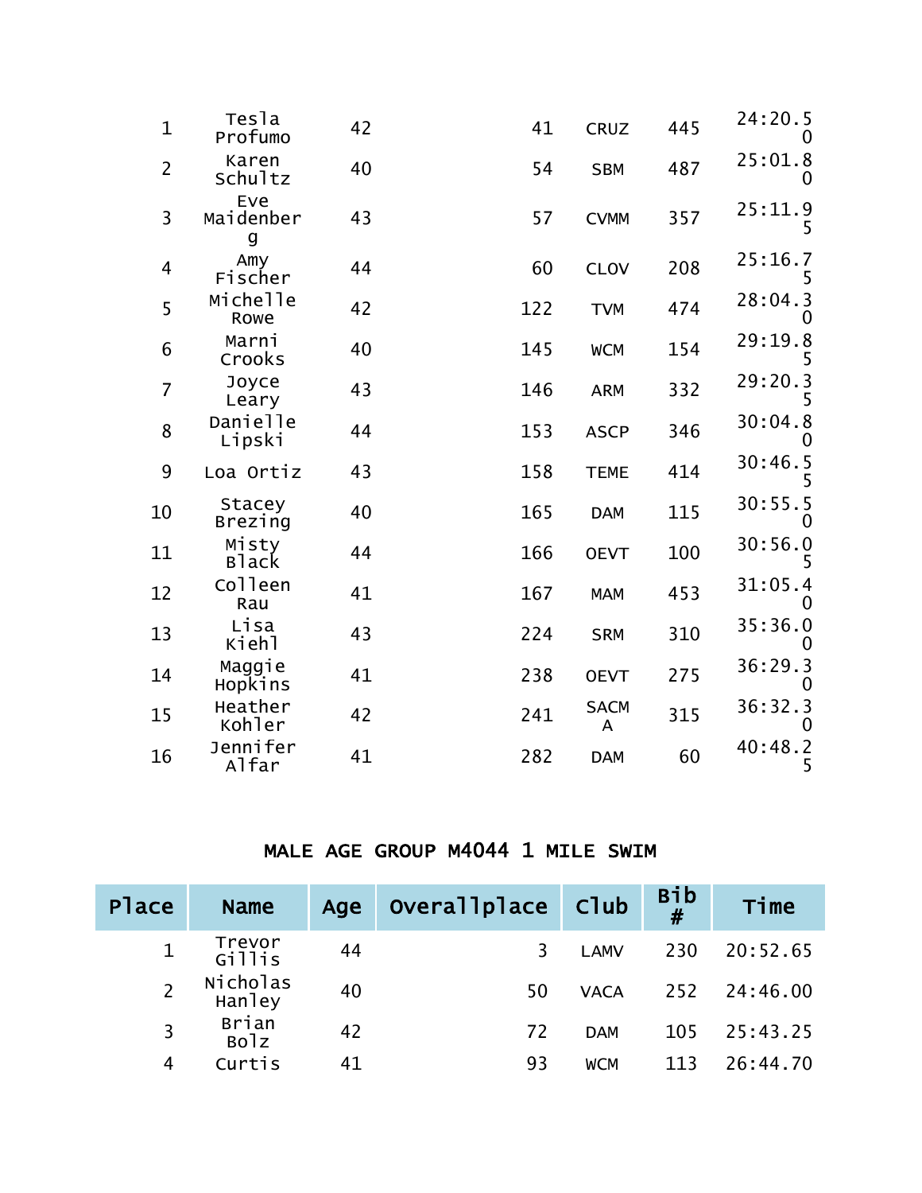| | | | | | | |
|---|---|---|---|---|---|---|
| 1 | Tesla Profumo | 42 | 41 | CRUZ | 445 | 24:20.50 |
| 2 | Karen Schultz | 40 | 54 | SBM | 487 | 25:01.80 |
| 3 | Eve Maidenberg | 43 | 57 | CVMM | 357 | 25:11.95 |
| 4 | Amy Fischer | 44 | 60 | CLOV | 208 | 25:16.75 |
| 5 | Michelle Rowe | 42 | 122 | TVM | 474 | 28:04.30 |
| 6 | Marni Crooks | 40 | 145 | WCM | 154 | 29:19.85 |
| 7 | Joyce Leary | 43 | 146 | ARM | 332 | 29:20.35 |
| 8 | Danielle Lipski | 44 | 153 | ASCP | 346 | 30:04.80 |
| 9 | Loa Ortiz | 43 | 158 | TEME | 414 | 30:46.55 |
| 10 | Stacey Brezing | 40 | 165 | DAM | 115 | 30:55.50 |
| 11 | Misty Black | 44 | 166 | OEVT | 100 | 30:56.05 |
| 12 | Colleen Rau | 41 | 167 | MAM | 453 | 31:05.40 |
| 13 | Lisa Kiehl | 43 | 224 | SRM | 310 | 35:36.00 |
| 14 | Maggie Hopkins | 41 | 238 | OEVT | 275 | 36:29.30 |
| 15 | Heather Kohler | 42 | 241 | SACMA | 315 | 36:32.30 |
| 16 | Jennifer Alfar | 41 | 282 | DAM | 60 | 40:48.25 |

## MALE AGE GROUP M4044 1 MILE SWIM

| Place | Name | Age | Overallplace | Club | Bib # | Time |
|---|---|---|---|---|---|---|
| 1 | Trevor Gillis | 44 | 3 | LAMV | 230 | 20:52.65 |
| 2 | Nicholas Hanley | 40 | 50 | VACA | 252 | 24:46.00 |
| 3 | Brian Bolz | 42 | 72 | DAM | 105 | 25:43.25 |
| 4 | Curtis | 41 | 93 | WCM | 113 | 26:44.70 |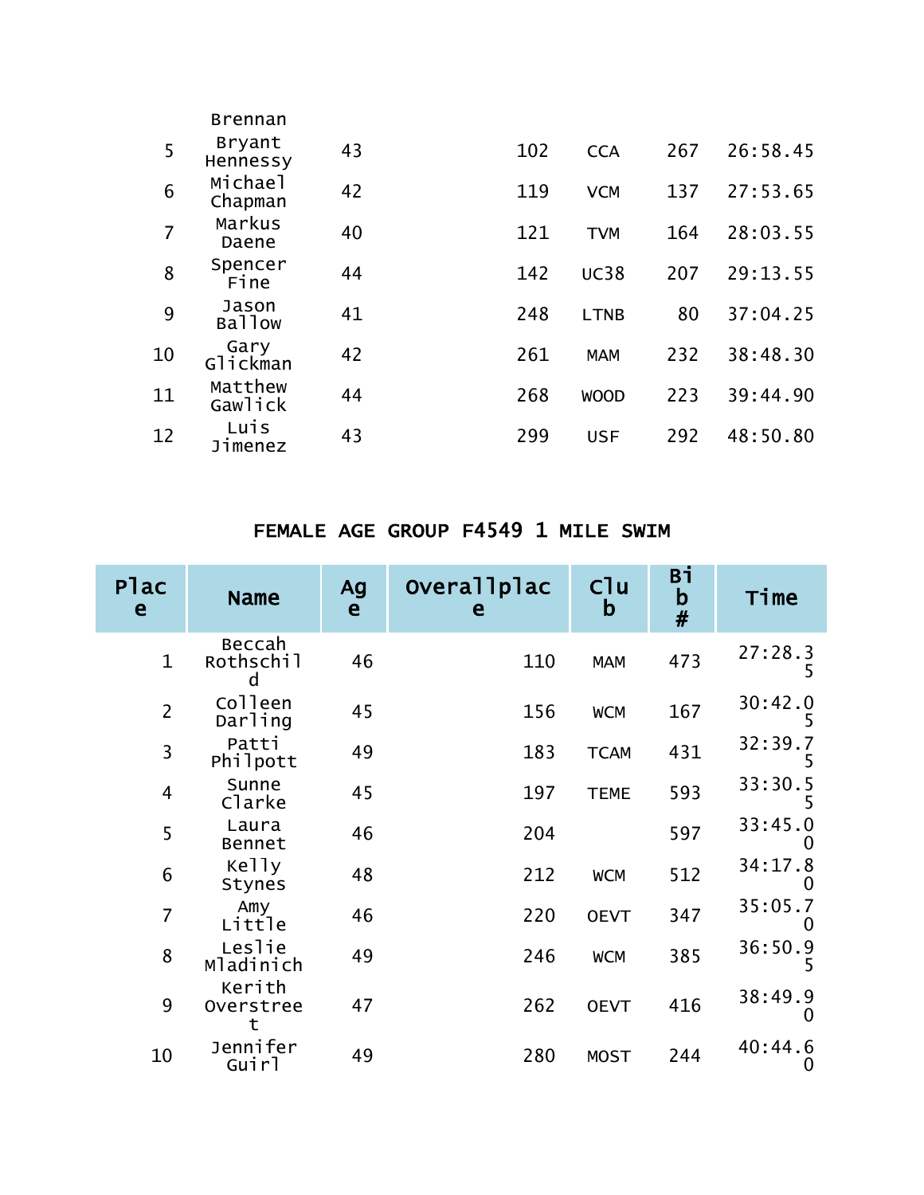| | | | | | | |
|---|---|---|---|---|---|---|
| 5 | Brennan Bryant Hennessy | 43 | 102 | CCA | 267 | 26:58.45 |
| 6 | Michael Chapman | 42 | 119 | VCM | 137 | 27:53.65 |
| 7 | Markus Daene | 40 | 121 | TVM | 164 | 28:03.55 |
| 8 | Spencer Fine | 44 | 142 | UC38 | 207 | 29:13.55 |
| 9 | Jason Ballow | 41 | 248 | LTNB | 80 | 37:04.25 |
| 10 | Gary Glickman | 42 | 261 | MAM | 232 | 38:48.30 |
| 11 | Matthew Gawlick | 44 | 268 | WOOD | 223 | 39:44.90 |
| 12 | Luis Jimenez | 43 | 299 | USF | 292 | 48:50.80 |

## FEMALE AGE GROUP F4549 1 MILE SWIM

| Place | Name | Age | Overallplace | Club | Bib # | Time |
|---|---|---|---|---|---|---|
| 1 | Beccah Rothschild | 46 | 110 | MAM | 473 | 27:28.35 |
| 2 | Colleen Darling | 45 | 156 | WCM | 167 | 30:42.05 |
| 3 | Patti Philpott | 49 | 183 | TCAM | 431 | 32:39.75 |
| 4 | Sunne Clarke | 45 | 197 | TEME | 593 | 33:30.55 |
| 5 | Laura Bennet | 46 | 204 | | 597 | 33:45.00 |
| 6 | Kelly Stynes | 48 | 212 | WCM | 512 | 34:17.80 |
| 7 | Amy Little | 46 | 220 | OEVT | 347 | 35:05.70 |
| 8 | Leslie Mladinich | 49 | 246 | WCM | 385 | 36:50.95 |
| 9 | Kerith Overstreet | 47 | 262 | OEVT | 416 | 38:49.90 |
| 10 | Jennifer Guirl | 49 | 280 | MOST | 244 | 40:44.60 |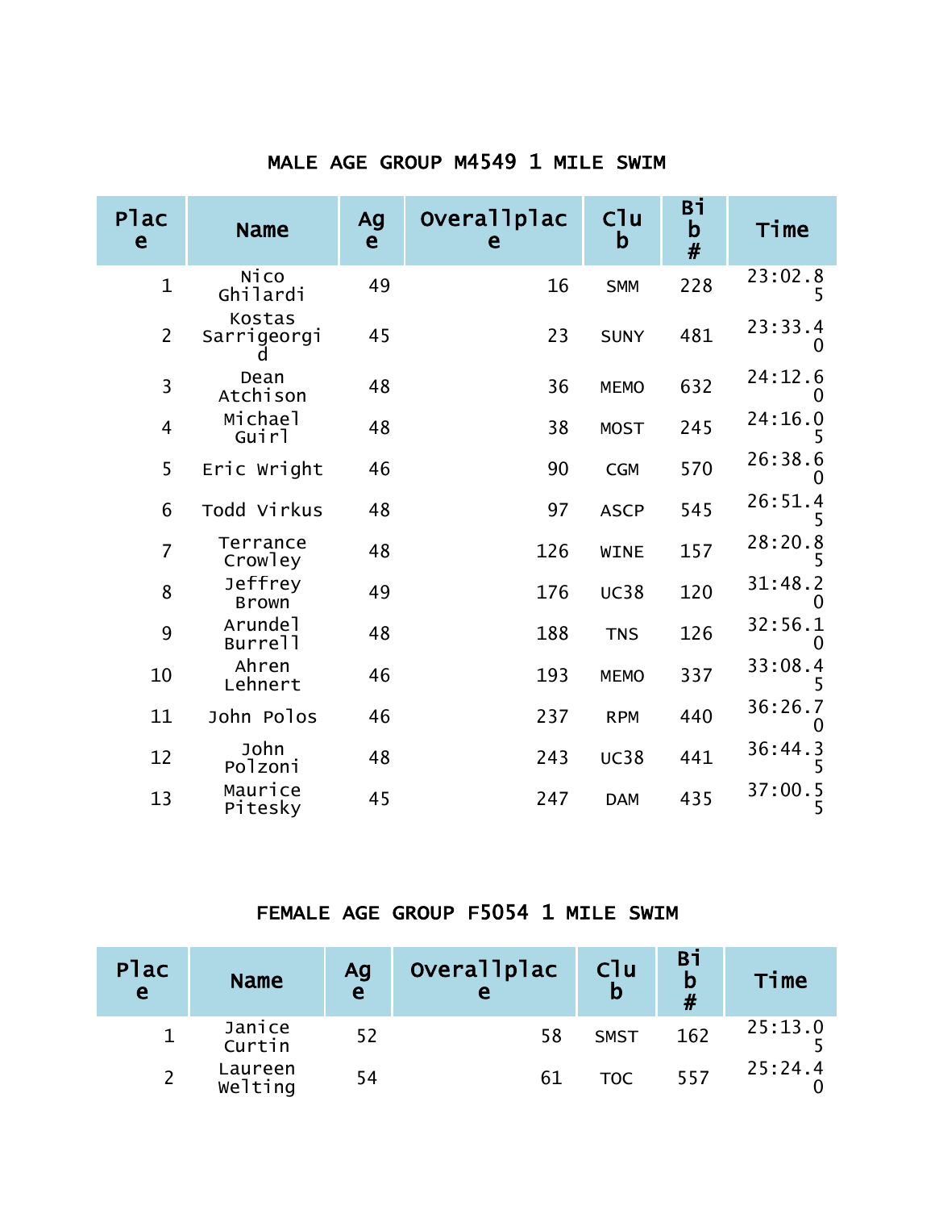## MALE AGE GROUP M4549 1 MILE SWIM

| Place | Name | Age | Overallplace | Club | Bib # | Time |
|---|---|---|---|---|---|---|
| 1 | Nico Ghilardi | 49 | 16 | SMM | 228 | 23:02.85 |
| 2 | Kostas Sarrigeorgid | 45 | 23 | SUNY | 481 | 23:33.40 |
| 3 | Dean Atchison | 48 | 36 | MEMO | 632 | 24:12.60 |
| 4 | Michael Guirl | 48 | 38 | MOST | 245 | 24:16.05 |
| 5 | Eric Wright | 46 | 90 | CGM | 570 | 26:38.60 |
| 6 | Todd Virkus | 48 | 97 | ASCP | 545 | 26:51.45 |
| 7 | Terrance Crowley | 48 | 126 | WINE | 157 | 28:20.85 |
| 8 | Jeffrey Brown | 49 | 176 | UC38 | 120 | 31:48.20 |
| 9 | Arundel Burrell | 48 | 188 | TNS | 126 | 32:56.10 |
| 10 | Ahren Lehnert | 46 | 193 | MEMO | 337 | 33:08.45 |
| 11 | John Polos | 46 | 237 | RPM | 440 | 36:26.70 |
| 12 | John Polzoni | 48 | 243 | UC38 | 441 | 36:44.35 |
| 13 | Maurice Pitesky | 45 | 247 | DAM | 435 | 37:00.55 |

## FEMALE AGE GROUP F5054 1 MILE SWIM

| Place | Name | Age | Overallplace | Club | Bib # | Time |
|---|---|---|---|---|---|---|
| 1 | Janice Curtin | 52 | 58 | SMST | 162 | 25:13.05 |
| 2 | Laureen Welting | 54 | 61 | TOC | 557 | 25:24.40 |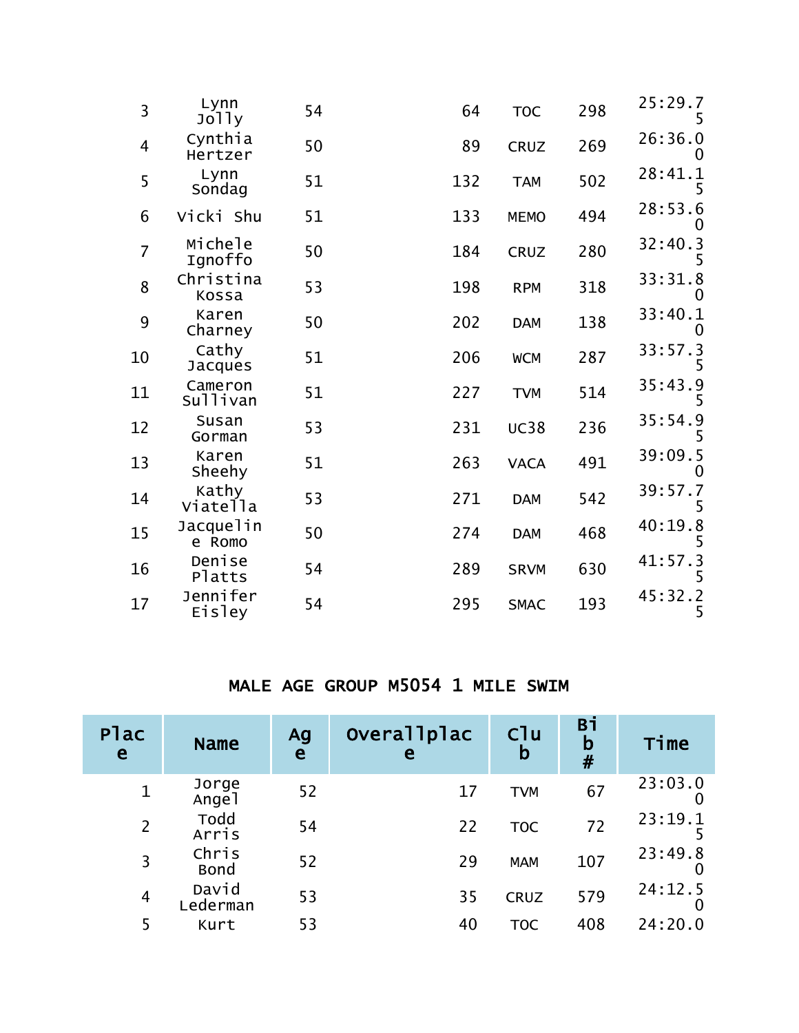| 3 | Lynn Jolly | 54 | 64 | TOC | 298 | 25:29.75 |
|---|---|---|---|---|---|---|
| 4 | Cynthia Hertzer | 50 | 89 | CRUZ | 269 | 26:36.00 |
| 5 | Lynn Sondag | 51 | 132 | TAM | 502 | 28:41.15 |
| 6 | Vicki Shu | 51 | 133 | MEMO | 494 | 28:53.60 |
| 7 | Michele Ignoffo | 50 | 184 | CRUZ | 280 | 32:40.35 |
| 8 | Christina Kossa | 53 | 198 | RPM | 318 | 33:31.80 |
| 9 | Karen Charney | 50 | 202 | DAM | 138 | 33:40.10 |
| 10 | Cathy Jacques | 51 | 206 | WCM | 287 | 33:57.35 |
| 11 | Cameron Sullivan | 51 | 227 | TVM | 514 | 35:43.95 |
| 12 | Susan Gorman | 53 | 231 | UC38 | 236 | 35:54.95 |
| 13 | Karen Sheehy | 51 | 263 | VACA | 491 | 39:09.50 |
| 14 | Kathy Viatella | 53 | 271 | DAM | 542 | 39:57.75 |
| 15 | Jacqueline Romo | 50 | 274 | DAM | 468 | 40:19.85 |
| 16 | Denise Platts | 54 | 289 | SRVM | 630 | 41:57.35 |
| 17 | Jennifer Eisley | 54 | 295 | SMAC | 193 | 45:32.25 |

## MALE AGE GROUP M5054 1 MILE SWIM

| Place | Name | Age | Overallplace | Club | Bib # | Time |
|---|---|---|---|---|---|---|
| 1 | Jorge Angel | 52 | 17 | TVM | 67 | 23:03.00 |
| 2 | Todd Arris | 54 | 22 | TOC | 72 | 23:19.15 |
| 3 | Chris Bond | 52 | 29 | MAM | 107 | 23:49.80 |
| 4 | David Lederman | 53 | 35 | CRUZ | 579 | 24:12.50 |
| 5 | Kurt | 53 | 40 | TOC | 408 | 24:20.0 |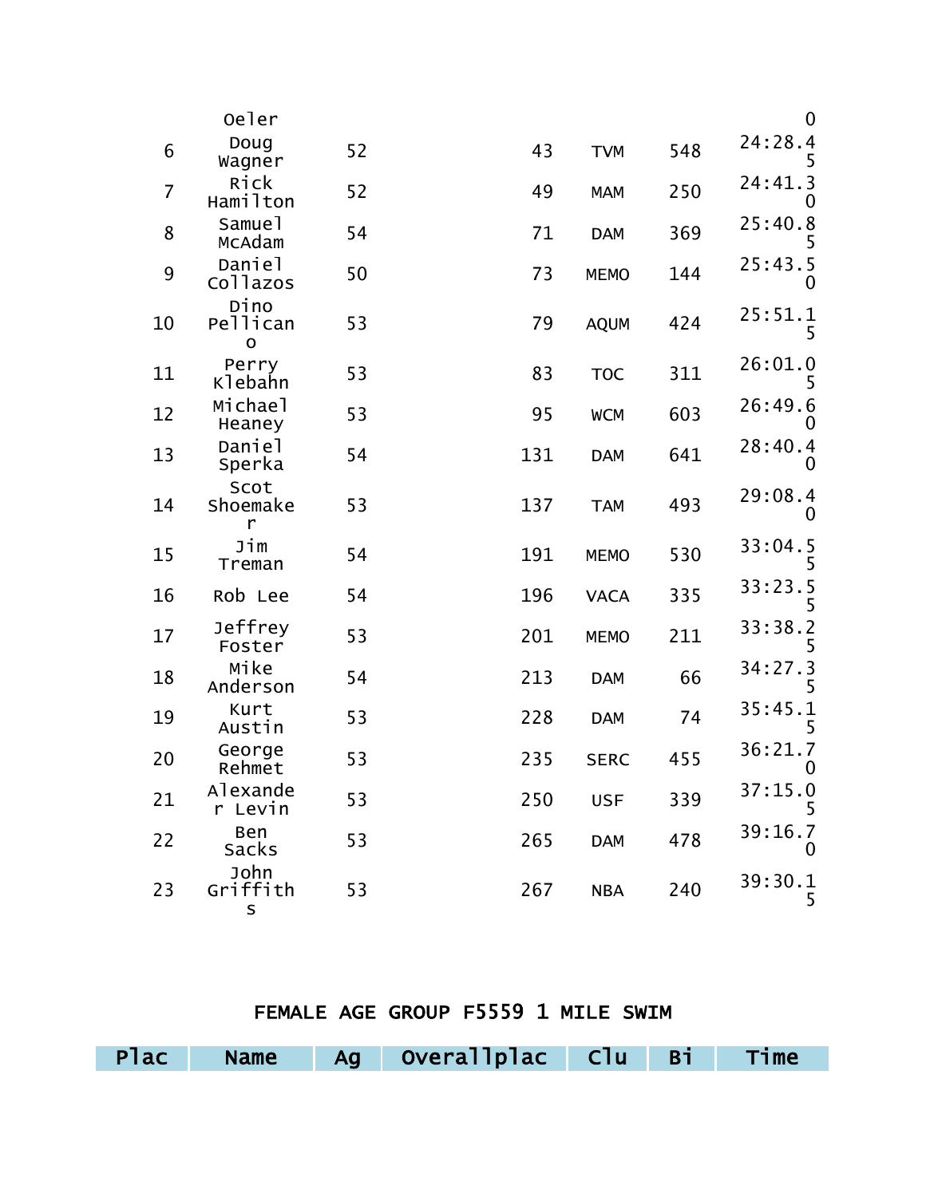| | Oeler | | | | | 0 |
|---|---|---|---|---|---|---|
| 6 | Doug Wagner | 52 | 43 | TVM | 548 | 24:28.45 |
| 7 | Rick Hamilton | 52 | 49 | MAM | 250 | 24:41.30 |
| 8 | Samuel McAdam | 54 | 71 | DAM | 369 | 25:40.85 |
| 9 | Daniel Collazos | 50 | 73 | MEMO | 144 | 25:43.50 |
| 10 | Dino Pellicano | 53 | 79 | AQUM | 424 | 25:51.15 |
| 11 | Perry Klebahn | 53 | 83 | TOC | 311 | 26:01.05 |
| 12 | Michael Heaney | 53 | 95 | WCM | 603 | 26:49.60 |
| 13 | Daniel Sperka | 54 | 131 | DAM | 641 | 28:40.40 |
| 14 | Scot Shoemaker | 53 | 137 | TAM | 493 | 29:08.40 |
| 15 | Jim Treman | 54 | 191 | MEMO | 530 | 33:04.55 |
| 16 | Rob Lee | 54 | 196 | VACA | 335 | 33:23.55 |
| 17 | Jeffrey Foster | 53 | 201 | MEMO | 211 | 33:38.25 |
| 18 | Mike Anderson | 54 | 213 | DAM | 66 | 34:27.35 |
| 19 | Kurt Austin | 53 | 228 | DAM | 74 | 35:45.15 |
| 20 | George Rehmet | 53 | 235 | SERC | 455 | 36:21.70 |
| 21 | Alexander Levin | 53 | 250 | USF | 339 | 37:15.05 |
| 22 | Ben Sacks | 53 | 265 | DAM | 478 | 39:16.70 |
| 23 | John Griffiths | 53 | 267 | NBA | 240 | 39:30.15 |

## FEMALE AGE GROUP F5559 1 MILE SWIM

| Plac | Name | Ag | Overallplac | Clu | Bi | Time |
|---|---|---|---|---|---|---|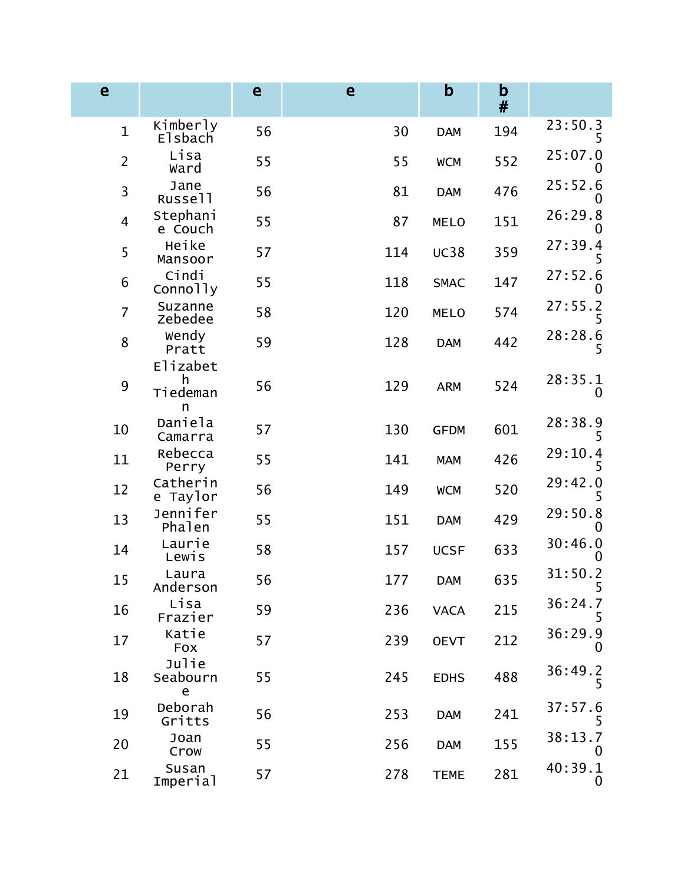| e | | e | e | b | b # | |
|---|---|---|---|---|---|---|
| 1 | Kimberly Elsbach | 56 | 30 | DAM | 194 | 23:50.35 |
| 2 | Lisa Ward | 55 | 55 | WCM | 552 | 25:07.00 |
| 3 | Jane Russell | 56 | 81 | DAM | 476 | 25:52.60 |
| 4 | Stephanie Couch | 55 | 87 | MELO | 151 | 26:29.80 |
| 5 | Heike Mansoor | 57 | 114 | UC38 | 359 | 27:39.45 |
| 6 | Cindi Connolly | 55 | 118 | SMAC | 147 | 27:52.60 |
| 7 | Suzanne Zebedee | 58 | 120 | MELO | 574 | 27:55.25 |
| 8 | Wendy Pratt | 59 | 128 | DAM | 442 | 28:28.65 |
| 9 | Elizabeth Tiedemann | 56 | 129 | ARM | 524 | 28:35.10 |
| 10 | Daniela Camarra | 57 | 130 | GFDM | 601 | 28:38.95 |
| 11 | Rebecca Perry | 55 | 141 | MAM | 426 | 29:10.45 |
| 12 | Catherine Taylor | 56 | 149 | WCM | 520 | 29:42.05 |
| 13 | Jennifer Phalen | 55 | 151 | DAM | 429 | 29:50.80 |
| 14 | Laurie Lewis | 58 | 157 | UCSF | 633 | 30:46.00 |
| 15 | Laura Anderson | 56 | 177 | DAM | 635 | 31:50.25 |
| 16 | Lisa Frazier | 59 | 236 | VACA | 215 | 36:24.75 |
| 17 | Katie Fox | 57 | 239 | OEVT | 212 | 36:29.90 |
| 18 | Julie Seabourne | 55 | 245 | EDHS | 488 | 36:49.25 |
| 19 | Deborah Gritts | 56 | 253 | DAM | 241 | 37:57.65 |
| 20 | Joan Crow | 55 | 256 | DAM | 155 | 38:13.70 |
| 21 | Susan Imperial | 57 | 278 | TEME | 281 | 40:39.10 |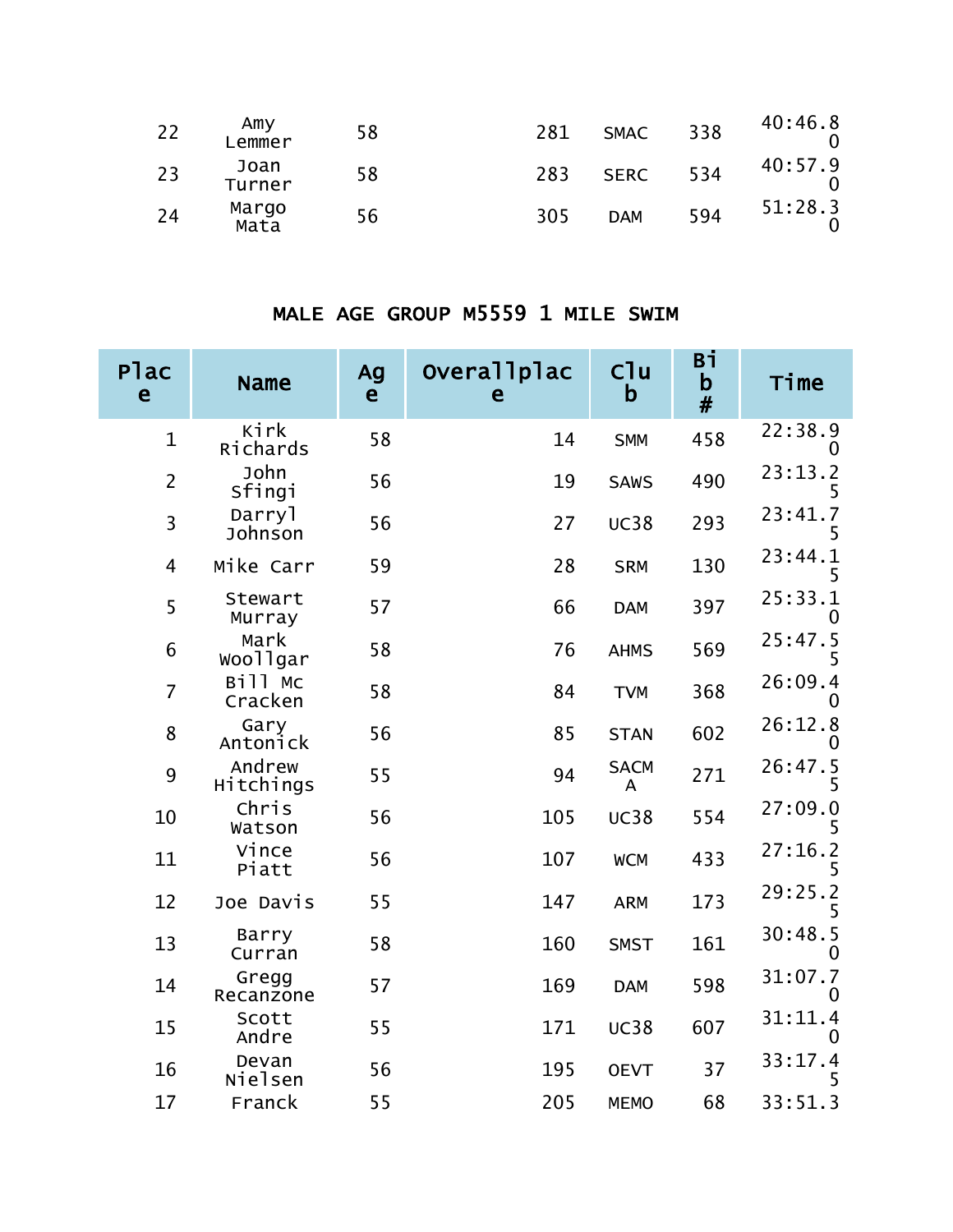| | | | | | | |
|---|---|---|---|---|---|---|
| 22 | Amy Lemmer | 58 | 281 | SMAC | 338 | 40:46.80 |
| 23 | Joan Turner | 58 | 283 | SERC | 534 | 40:57.90 |
| 24 | Margo Mata | 56 | 305 | DAM | 594 | 51:28.30 |

## MALE AGE GROUP M5559 1 MILE SWIM

| Place | Name | Age | Overallplace | Club | Bib # | Time |
|---|---|---|---|---|---|---|
| 1 | Kirk Richards | 58 | 14 | SMM | 458 | 22:38.90 |
| 2 | John Sfingi | 56 | 19 | SAWS | 490 | 23:13.25 |
| 3 | Darryl Johnson | 56 | 27 | UC38 | 293 | 23:41.75 |
| 4 | Mike Carr | 59 | 28 | SRM | 130 | 23:44.15 |
| 5 | Stewart Murray | 57 | 66 | DAM | 397 | 25:33.10 |
| 6 | Mark Woollgar | 58 | 76 | AHMS | 569 | 25:47.55 |
| 7 | Bill Mc Cracken | 58 | 84 | TVM | 368 | 26:09.40 |
| 8 | Gary Antonick | 56 | 85 | STAN | 602 | 26:12.80 |
| 9 | Andrew Hitchings | 55 | 94 | SACMA | 271 | 26:47.55 |
| 10 | Chris Watson | 56 | 105 | UC38 | 554 | 27:09.05 |
| 11 | Vince Piatt | 56 | 107 | WCM | 433 | 27:16.25 |
| 12 | Joe Davis | 55 | 147 | ARM | 173 | 29:25.25 |
| 13 | Barry Curran | 58 | 160 | SMST | 161 | 30:48.50 |
| 14 | Gregg Recanzone | 57 | 169 | DAM | 598 | 31:07.70 |
| 15 | Scott Andre | 55 | 171 | UC38 | 607 | 31:11.40 |
| 16 | Devan Nielsen | 56 | 195 | OEVT | 37 | 33:17.45 |
| 17 | Franck | 55 | 205 | MEMO | 68 | 33:51.3 |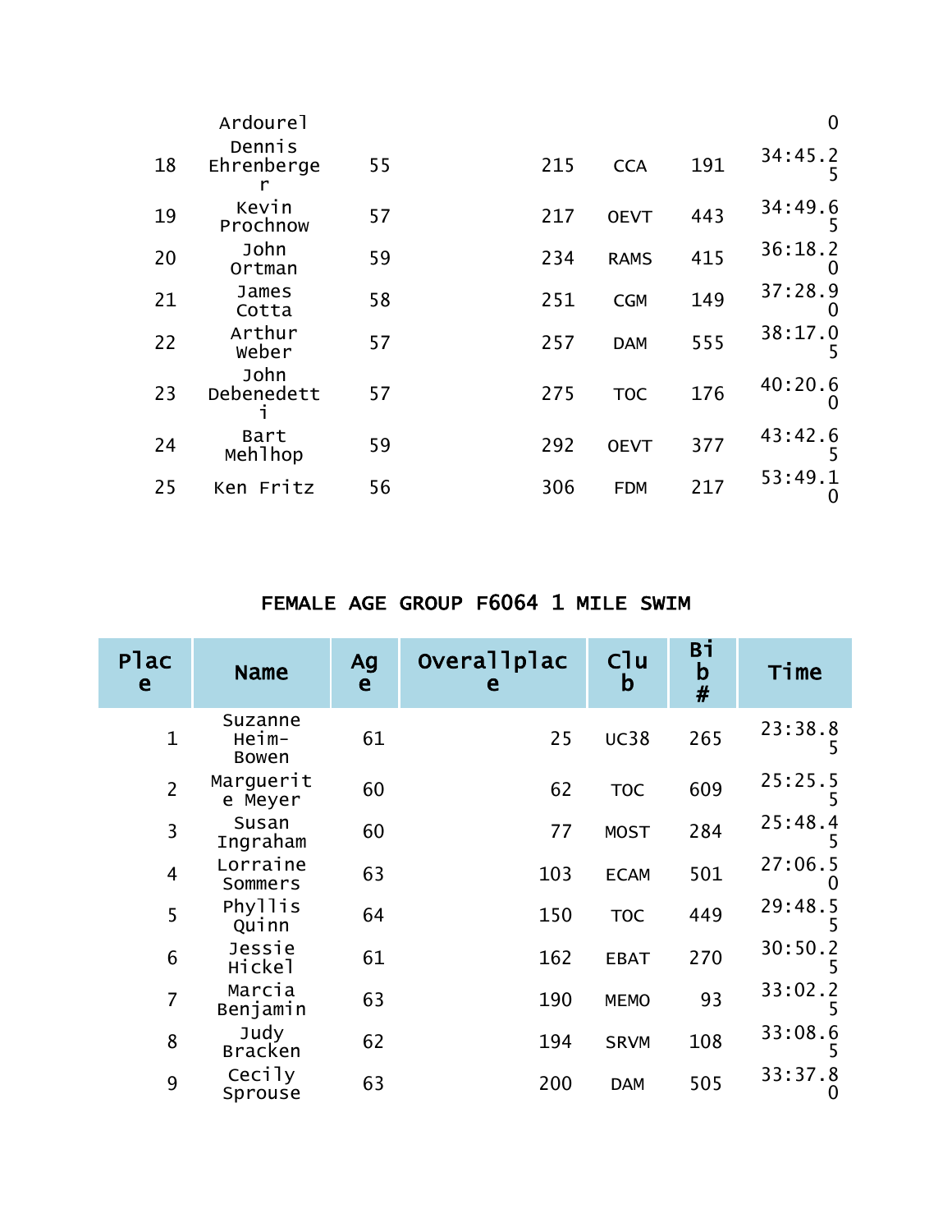| | Ardourel | | | | | 0 |
|---|---|---|---|---|---|---|
| 18 | Dennis Ehrenberger | 55 | 215 | CCA | 191 | 34:45.25 |
| 19 | Kevin Prochnow | 57 | 217 | OEVT | 443 | 34:49.65 |
| 20 | John Ortman | 59 | 234 | RAMS | 415 | 36:18.20 |
| 21 | James Cotta | 58 | 251 | CGM | 149 | 37:28.90 |
| 22 | Arthur Weber | 57 | 257 | DAM | 555 | 38:17.05 |
| 23 | John Debenedetti | 57 | 275 | TOC | 176 | 40:20.60 |
| 24 | Bart Mehlhop | 59 | 292 | OEVT | 377 | 43:42.65 |
| 25 | Ken Fritz | 56 | 306 | FDM | 217 | 53:49.10 |

## FEMALE AGE GROUP F6064 1 MILE SWIM

| Place | Name | Age | Overallplace | Club | Bib # | Time |
|---|---|---|---|---|---|---|
| 1 | Suzanne Heim-Bowen | 61 | 25 | UC38 | 265 | 23:38.85 |
| 2 | Marguerite Meyer | 60 | 62 | TOC | 609 | 25:25.55 |
| 3 | Susan Ingraham | 60 | 77 | MOST | 284 | 25:48.45 |
| 4 | Lorraine Sommers | 63 | 103 | ECAM | 501 | 27:06.50 |
| 5 | Phyllis Quinn | 64 | 150 | TOC | 449 | 29:48.55 |
| 6 | Jessie Hickel | 61 | 162 | EBAT | 270 | 30:50.25 |
| 7 | Marcia Benjamin | 63 | 190 | MEMO | 93 | 33:02.25 |
| 8 | Judy Bracken | 62 | 194 | SRVM | 108 | 33:08.65 |
| 9 | Cecily Sprouse | 63 | 200 | DAM | 505 | 33:37.80 |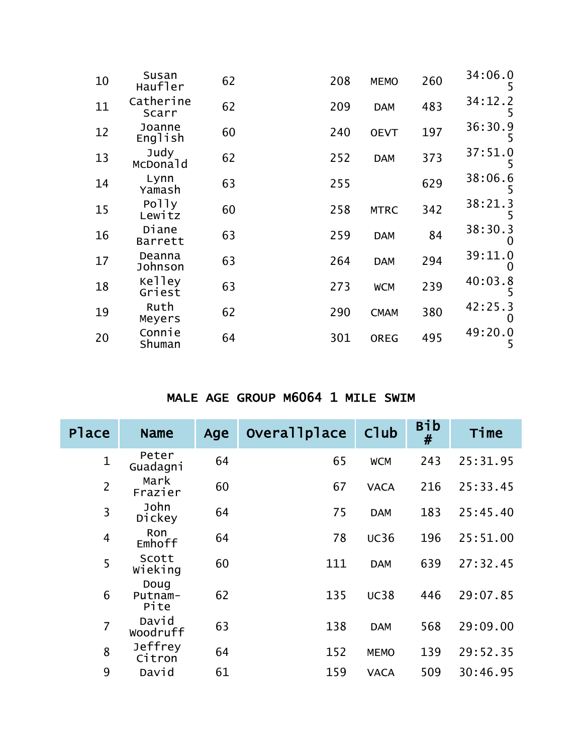| | | | | | | |
|---|---|---|---|---|---|---|
| 10 | Susan Haufler | 62 | 208 | MEMO | 260 | 34:06.05 |
| 11 | Catherine Scarr | 62 | 209 | DAM | 483 | 34:12.25 |
| 12 | Joanne English | 60 | 240 | OEVT | 197 | 36:30.95 |
| 13 | Judy McDonald | 62 | 252 | DAM | 373 | 37:51.05 |
| 14 | Lynn Yamash | 63 | 255 | | 629 | 38:06.65 |
| 15 | Polly Lewitz | 60 | 258 | MTRC | 342 | 38:21.35 |
| 16 | Diane Barrett | 63 | 259 | DAM | 84 | 38:30.30 |
| 17 | Deanna Johnson | 63 | 264 | DAM | 294 | 39:11.00 |
| 18 | Kelley Griest | 63 | 273 | WCM | 239 | 40:03.85 |
| 19 | Ruth Meyers | 62 | 290 | CMAM | 380 | 42:25.30 |
| 20 | Connie Shuman | 64 | 301 | OREG | 495 | 49:20.05 |

## MALE AGE GROUP M6064 1 MILE SWIM

| Place | Name | Age | Overallplace | Club | Bib # | Time |
|---|---|---|---|---|---|---|
| 1 | Peter Guadagni | 64 | 65 | WCM | 243 | 25:31.95 |
| 2 | Mark Frazier | 60 | 67 | VACA | 216 | 25:33.45 |
| 3 | John Dickey | 64 | 75 | DAM | 183 | 25:45.40 |
| 4 | Ron Emhoff | 64 | 78 | UC36 | 196 | 25:51.00 |
| 5 | Scott Wieking | 60 | 111 | DAM | 639 | 27:32.45 |
| 6 | Doug Putnam-Pite | 62 | 135 | UC38 | 446 | 29:07.85 |
| 7 | David Woodruff | 63 | 138 | DAM | 568 | 29:09.00 |
| 8 | Jeffrey Citron | 64 | 152 | MEMO | 139 | 29:52.35 |
| 9 | David | 61 | 159 | VACA | 509 | 30:46.95 |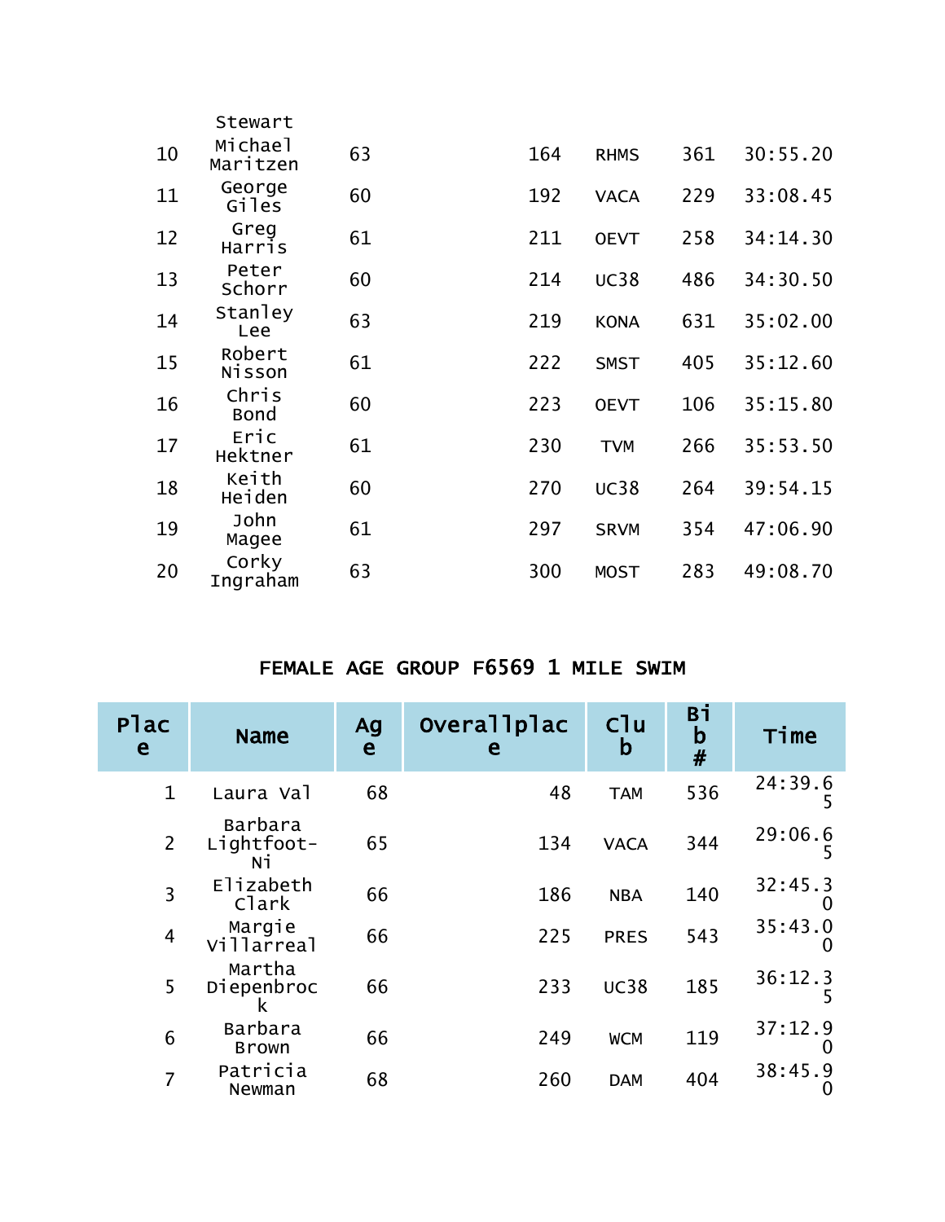| | | | | | | |
|---|---|---|---|---|---|---|
| 10 | Stewart Michael Maritzen | 63 | 164 | RHMS | 361 | 30:55.20 |
| 11 | George Giles | 60 | 192 | VACA | 229 | 33:08.45 |
| 12 | Greg Harris | 61 | 211 | OEVT | 258 | 34:14.30 |
| 13 | Peter Schorr | 60 | 214 | UC38 | 486 | 34:30.50 |
| 14 | Stanley Lee | 63 | 219 | KONA | 631 | 35:02.00 |
| 15 | Robert Nisson | 61 | 222 | SMST | 405 | 35:12.60 |
| 16 | Chris Bond | 60 | 223 | OEVT | 106 | 35:15.80 |
| 17 | Eric Hektner | 61 | 230 | TVM | 266 | 35:53.50 |
| 18 | Keith Heiden | 60 | 270 | UC38 | 264 | 39:54.15 |
| 19 | John Magee | 61 | 297 | SRVM | 354 | 47:06.90 |
| 20 | Corky Ingraham | 63 | 300 | MOST | 283 | 49:08.70 |

## FEMALE AGE GROUP F6569 1 MILE SWIM

| Place | Name | Age | Overallplace | Club | Bib # | Time |
|---|---|---|---|---|---|---|
| 1 | Laura Val | 68 | 48 | TAM | 536 | 24:39.65 |
| 2 | Barbara Lightfoot-Ni | 65 | 134 | VACA | 344 | 29:06.65 |
| 3 | Elizabeth Clark | 66 | 186 | NBA | 140 | 32:45.30 |
| 4 | Margie Villarreal | 66 | 225 | PRES | 543 | 35:43.00 |
| 5 | Martha Diepenbrock | 66 | 233 | UC38 | 185 | 36:12.35 |
| 6 | Barbara Brown | 66 | 249 | WCM | 119 | 37:12.90 |
| 7 | Patricia Newman | 68 | 260 | DAM | 404 | 38:45.90 |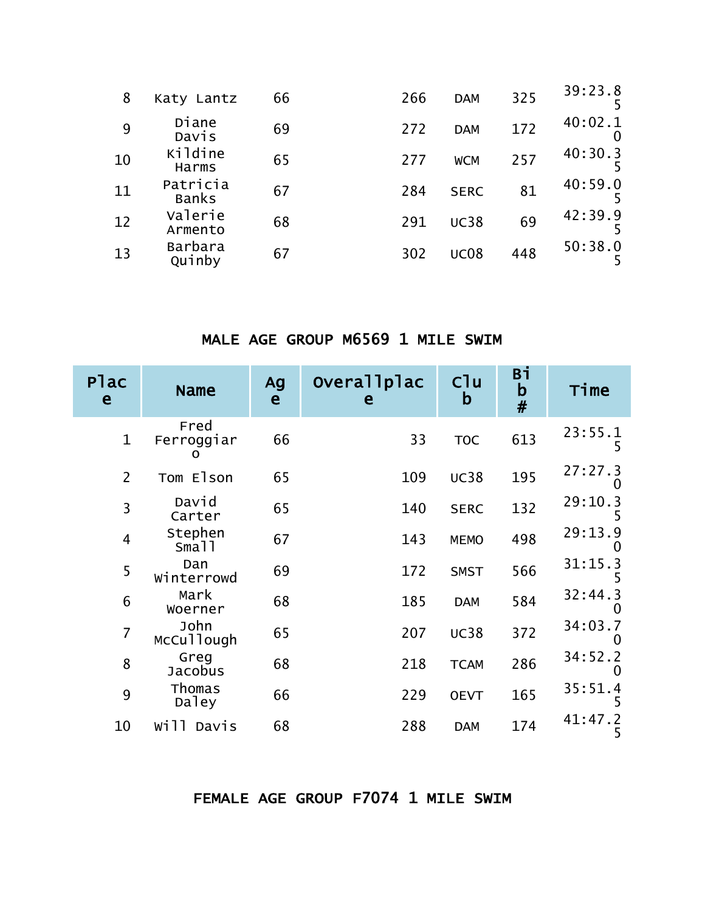| | | | | | | |
|---|---|---|---|---|---|---|
| 8 | Katy Lantz | 66 | 266 | DAM | 325 | 39:23.85 |
| 9 | Diane Davis | 69 | 272 | DAM | 172 | 40:02.10 |
| 10 | Kildine Harms | 65 | 277 | WCM | 257 | 40:30.35 |
| 11 | Patricia Banks | 67 | 284 | SERC | 81 | 40:59.05 |
| 12 | Valerie Armento | 68 | 291 | UC38 | 69 | 42:39.95 |
| 13 | Barbara Quinby | 67 | 302 | UC08 | 448 | 50:38.05 |

## MALE AGE GROUP M6569 1 MILE SWIM

| Place | Name | Age | Overallplace | Club | Bib # | Time |
|---|---|---|---|---|---|---|
| 1 | Fred Ferroggiaro | 66 | 33 | TOC | 613 | 23:55.15 |
| 2 | Tom Elson | 65 | 109 | UC38 | 195 | 27:27.30 |
| 3 | David Carter | 65 | 140 | SERC | 132 | 29:10.35 |
| 4 | Stephen Small | 67 | 143 | MEMO | 498 | 29:13.90 |
| 5 | Dan Winterrowd | 69 | 172 | SMST | 566 | 31:15.35 |
| 6 | Mark Woerner | 68 | 185 | DAM | 584 | 32:44.30 |
| 7 | John McCullough | 65 | 207 | UC38 | 372 | 34:03.70 |
| 8 | Greg Jacobus | 68 | 218 | TCAM | 286 | 34:52.20 |
| 9 | Thomas Daley | 66 | 229 | OEVT | 165 | 35:51.45 |
| 10 | Will Davis | 68 | 288 | DAM | 174 | 41:47.25 |

## FEMALE AGE GROUP F7074 1 MILE SWIM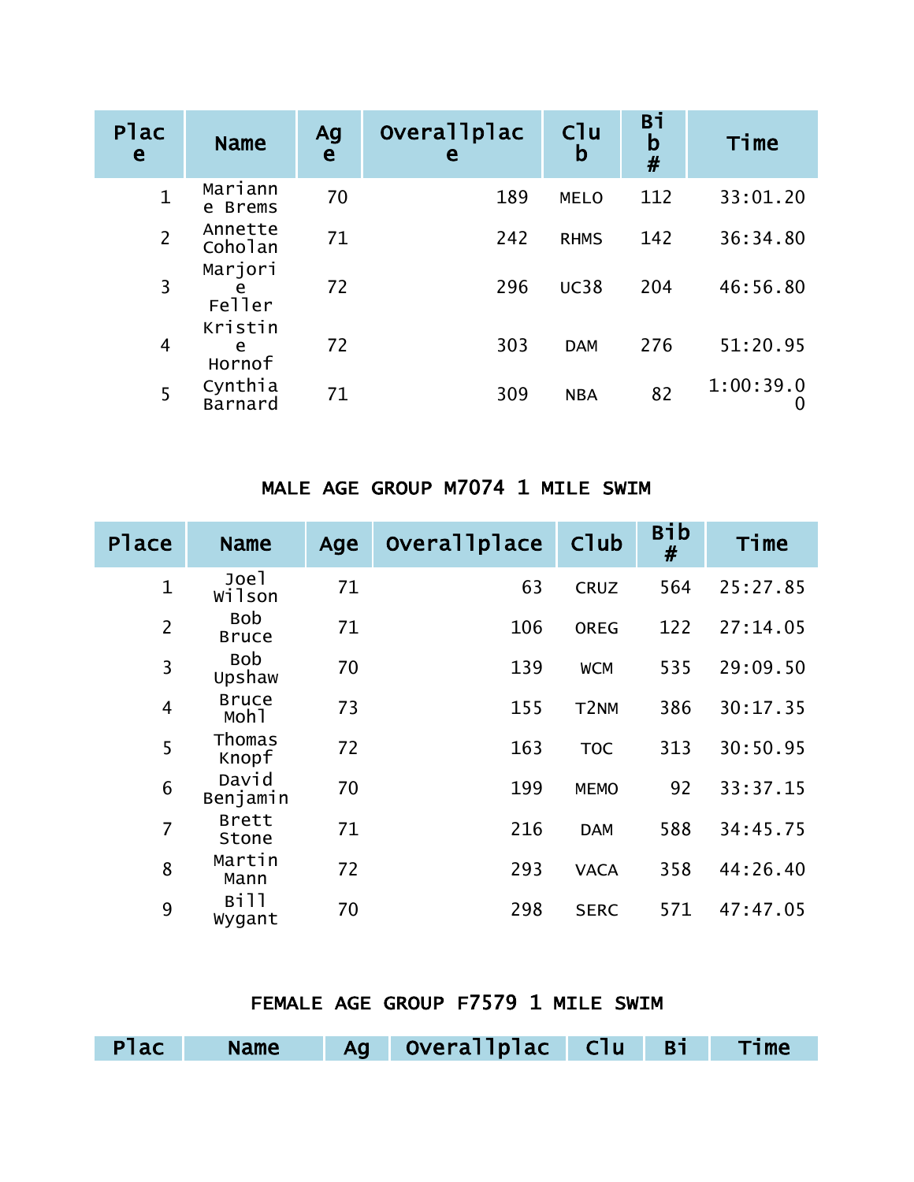| Place | Name | Age | Overallplace | Club | Bib # | Time |
|---|---|---|---|---|---|---|
| 1 | Marianne Brems | 70 | 189 | MELO | 112 | 33:01.20 |
| 2 | Annette Coholan | 71 | 242 | RHMS | 142 | 36:34.80 |
| 3 | Marjorie Feller | 72 | 296 | UC38 | 204 | 46:56.80 |
| 4 | Kristine Hornof | 72 | 303 | DAM | 276 | 51:20.95 |
| 5 | Cynthia Barnard | 71 | 309 | NBA | 82 | 1:00:39.00 |

## MALE AGE GROUP M7074 1 MILE SWIM

| Place | Name | Age | Overallplace | Club | Bib # | Time |
|---|---|---|---|---|---|---|
| 1 | Joel Wilson | 71 | 63 | CRUZ | 564 | 25:27.85 |
| 2 | Bob Bruce | 71 | 106 | OREG | 122 | 27:14.05 |
| 3 | Bob Upshaw | 70 | 139 | WCM | 535 | 29:09.50 |
| 4 | Bruce Mohl | 73 | 155 | T2NM | 386 | 30:17.35 |
| 5 | Thomas Knopf | 72 | 163 | TOC | 313 | 30:50.95 |
| 6 | David Benjamin | 70 | 199 | MEMO | 92 | 33:37.15 |
| 7 | Brett Stone | 71 | 216 | DAM | 588 | 34:45.75 |
| 8 | Martin Mann | 72 | 293 | VACA | 358 | 44:26.40 |
| 9 | Bill Wygant | 70 | 298 | SERC | 571 | 47:47.05 |

## FEMALE AGE GROUP F7579 1 MILE SWIM

| Plac | Name | Ag | Overallplac | Clu | Bi | Time |
|---|---|---|---|---|---|---|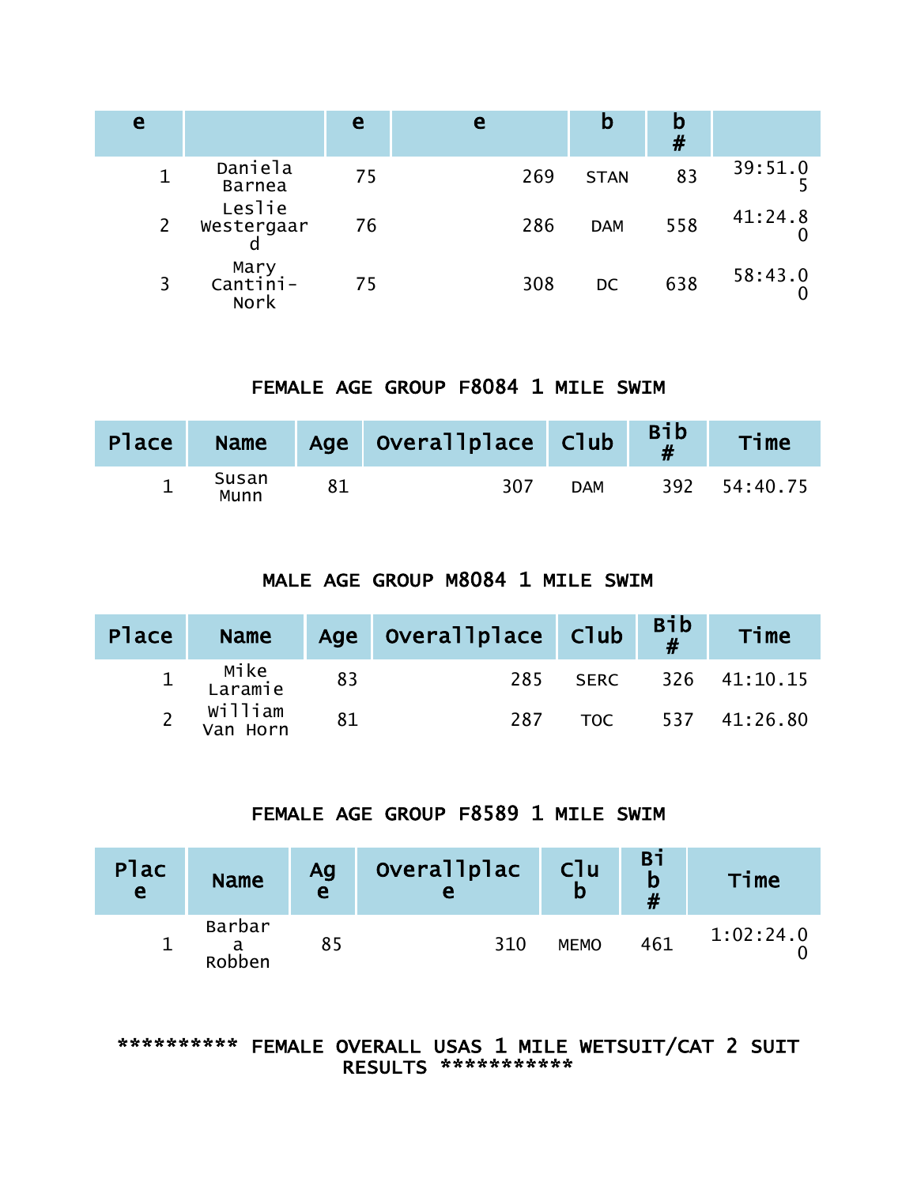| e | | e | e | b | b # | |
|---|---|---|---|---|---|---|
| 1 | Daniela Barnea | 75 | 269 | STAN | 83 | 39:51.05 |
| 2 | Leslie Westergaard | 76 | 286 | DAM | 558 | 41:24.80 |
| 3 | Mary Cantini-Nork | 75 | 308 | DC | 638 | 58:43.00 |

### FEMALE AGE GROUP F8084 1 MILE SWIM

| Place | Name | Age | Overallplace | Club | Bib # | Time |
|---|---|---|---|---|---|---|
| 1 | Susan Munn | 81 | 307 | DAM | 392 | 54:40.75 |

### MALE AGE GROUP M8084 1 MILE SWIM

| Place | Name | Age | Overallplace | Club | Bib # | Time |
|---|---|---|---|---|---|---|
| 1 | Mike Laramie | 83 | 285 | SERC | 326 | 41:10.15 |
| 2 | William Van Horn | 81 | 287 | TOC | 537 | 41:26.80 |

### FEMALE AGE GROUP F8589 1 MILE SWIM

| Place | Name | Age | Overallplace | Club | Bib # | Time |
|---|---|---|---|---|---|---|
| 1 | Barbara Robben | 85 | 310 | MEMO | 461 | 1:02:24.00 |

### ********** FEMALE OVERALL USAS 1 MILE WETSUIT/CAT 2 SUIT RESULTS ***********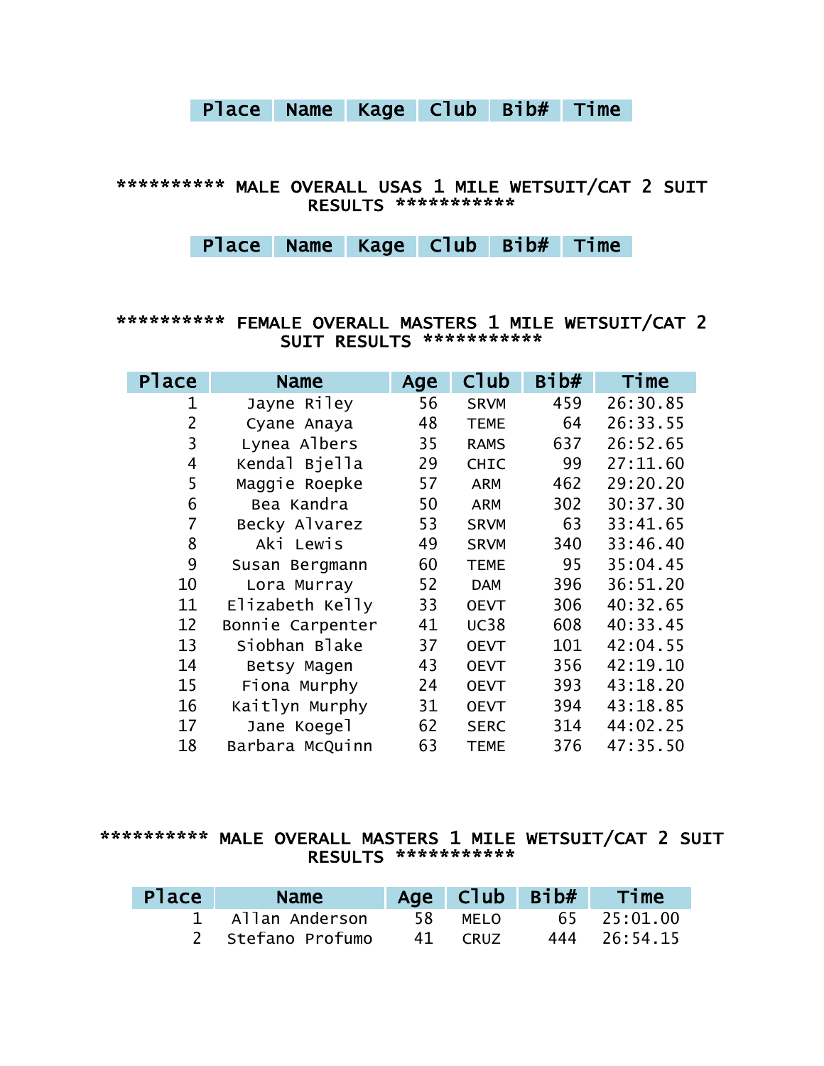| Place | Name | Kage | Club | Bib# | Time |
|---|---|---|---|---|---|

********** MALE OVERALL USAS 1 MILE WETSUIT/CAT 2 SUIT RESULTS ***********

| Place | Name | Kage | Club | Bib# | Time |
|---|---|---|---|---|---|

********** FEMALE OVERALL MASTERS 1 MILE WETSUIT/CAT 2 SUIT RESULTS ***********

| Place | Name | Age | Club | Bib# | Time |
|---|---|---|---|---|---|
| 1 | Jayne Riley | 56 | SRVM | 459 | 26:30.85 |
| 2 | Cyane Anaya | 48 | TEME | 64 | 26:33.55 |
| 3 | Lynea Albers | 35 | RAMS | 637 | 26:52.65 |
| 4 | Kendal Bjella | 29 | CHIC | 99 | 27:11.60 |
| 5 | Maggie Roepke | 57 | ARM | 462 | 29:20.20 |
| 6 | Bea Kandra | 50 | ARM | 302 | 30:37.30 |
| 7 | Becky Alvarez | 53 | SRVM | 63 | 33:41.65 |
| 8 | Aki Lewis | 49 | SRVM | 340 | 33:46.40 |
| 9 | Susan Bergmann | 60 | TEME | 95 | 35:04.45 |
| 10 | Lora Murray | 52 | DAM | 396 | 36:51.20 |
| 11 | Elizabeth Kelly | 33 | OEVT | 306 | 40:32.65 |
| 12 | Bonnie Carpenter | 41 | UC38 | 608 | 40:33.45 |
| 13 | Siobhan Blake | 37 | OEVT | 101 | 42:04.55 |
| 14 | Betsy Magen | 43 | OEVT | 356 | 42:19.10 |
| 15 | Fiona Murphy | 24 | OEVT | 393 | 43:18.20 |
| 16 | Kaitlyn Murphy | 31 | OEVT | 394 | 43:18.85 |
| 17 | Jane Koegel | 62 | SERC | 314 | 44:02.25 |
| 18 | Barbara McQuinn | 63 | TEME | 376 | 47:35.50 |

********** MALE OVERALL MASTERS 1 MILE WETSUIT/CAT 2 SUIT RESULTS ***********

| Place | Name | Age | Club | Bib# | Time |
|---|---|---|---|---|---|
| 1 | Allan Anderson | 58 | MELO | 65 | 25:01.00 |
| 2 | Stefano Profumo | 41 | CRUZ | 444 | 26:54.15 |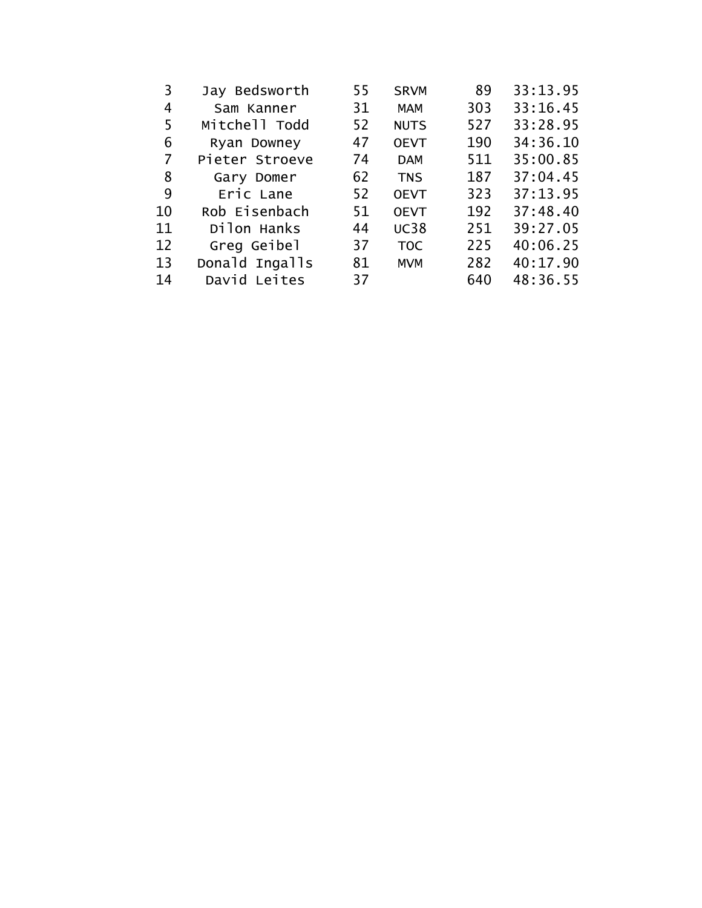| | | | | | |
|---|---|---|---|---|---|
| 3 | Jay Bedsworth | 55 | SRVM | 89 | 33:13.95 |
| 4 | Sam Kanner | 31 | MAM | 303 | 33:16.45 |
| 5 | Mitchell Todd | 52 | NUTS | 527 | 33:28.95 |
| 6 | Ryan Downey | 47 | OEVT | 190 | 34:36.10 |
| 7 | Pieter Stroeve | 74 | DAM | 511 | 35:00.85 |
| 8 | Gary Domer | 62 | TNS | 187 | 37:04.45 |
| 9 | Eric Lane | 52 | OEVT | 323 | 37:13.95 |
| 10 | Rob Eisenbach | 51 | OEVT | 192 | 37:48.40 |
| 11 | Dilon Hanks | 44 | UC38 | 251 | 39:27.05 |
| 12 | Greg Geibel | 37 | TOC | 225 | 40:06.25 |
| 13 | Donald Ingalls | 81 | MVM | 282 | 40:17.90 |
| 14 | David Leites | 37 | | 640 | 48:36.55 |